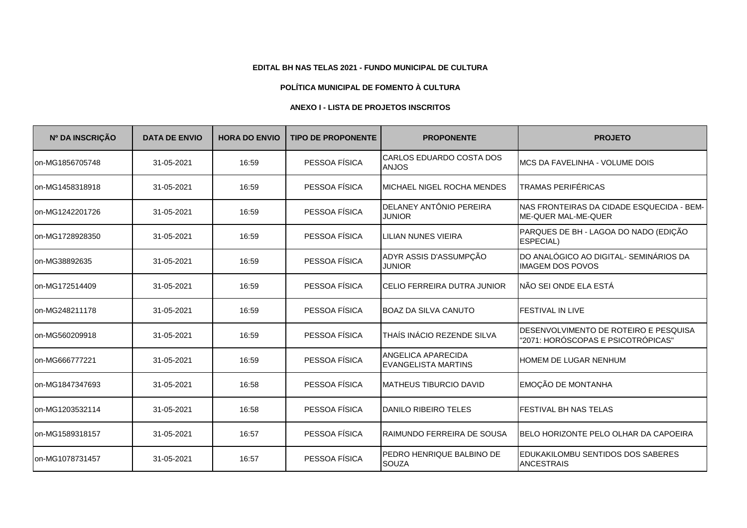**EDITAL BH NAS TELAS 2021 - FUNDO MUNICIPAL DE CULTURA**

**POLÍTICA MUNICIPAL DE FOMENTO À CULTURA**

**ANEXO I - LISTA DE PROJETOS INSCRITOS**

| Nº DA INSCRIÇÃO | DATA DE ENVIO | HORA DO ENVIO | TIPO DE PROPONENTE | PROPONENTE | PROJETO |
|---|---|---|---|---|---|
| on-MG1856705748 | 31-05-2021 | 16:59 | PESSOA FÍSICA | CARLOS EDUARDO COSTA DOS ANJOS | MCS DA FAVELINHA - VOLUME DOIS |
| on-MG1458318918 | 31-05-2021 | 16:59 | PESSOA FÍSICA | MICHAEL NIGEL ROCHA MENDES | TRAMAS PERIFÉRICAS |
| on-MG1242201726 | 31-05-2021 | 16:59 | PESSOA FÍSICA | DELANEY ANTÔNIO PEREIRA JUNIOR | NAS FRONTEIRAS DA CIDADE ESQUECIDA - BEM-ME-QUER MAL-ME-QUER |
| on-MG1728928350 | 31-05-2021 | 16:59 | PESSOA FÍSICA | LILIAN NUNES VIEIRA | PARQUES DE BH - LAGOA DO NADO (EDIÇÃO ESPECIAL) |
| on-MG38892635 | 31-05-2021 | 16:59 | PESSOA FÍSICA | ADYR ASSIS D'ASSUMPÇÃO JUNIOR | DO ANALÓGICO AO DIGITAL- SEMINÁRIOS DA IMAGEM DOS POVOS |
| on-MG172514409 | 31-05-2021 | 16:59 | PESSOA FÍSICA | CELIO FERREIRA DUTRA JUNIOR | NÃO SEI ONDE ELA ESTÁ |
| on-MG248211178 | 31-05-2021 | 16:59 | PESSOA FÍSICA | BOAZ DA SILVA CANUTO | FESTIVAL IN LIVE |
| on-MG560209918 | 31-05-2021 | 16:59 | PESSOA FÍSICA | THAÍS INÁCIO REZENDE SILVA | DESENVOLVIMENTO DE ROTEIRO E PESQUISA "2071: HORÓSCOPAS E PSICOTRÓPICAS" |
| on-MG666777221 | 31-05-2021 | 16:59 | PESSOA FÍSICA | ANGELICA APARECIDA EVANGELISTA MARTINS | HOMEM DE LUGAR NENHUM |
| on-MG1847347693 | 31-05-2021 | 16:58 | PESSOA FÍSICA | MATHEUS TIBURCIO DAVID | EMOÇÃO DE MONTANHA |
| on-MG1203532114 | 31-05-2021 | 16:58 | PESSOA FÍSICA | DANILO RIBEIRO TELES | FESTIVAL BH NAS TELAS |
| on-MG1589318157 | 31-05-2021 | 16:57 | PESSOA FÍSICA | RAIMUNDO FERREIRA DE SOUSA | BELO HORIZONTE PELO OLHAR DA CAPOEIRA |
| on-MG1078731457 | 31-05-2021 | 16:57 | PESSOA FÍSICA | PEDRO HENRIQUE BALBINO DE SOUZA | EDUKAKILOMBU SENTIDOS DOS SABERES ANCESTRAIS |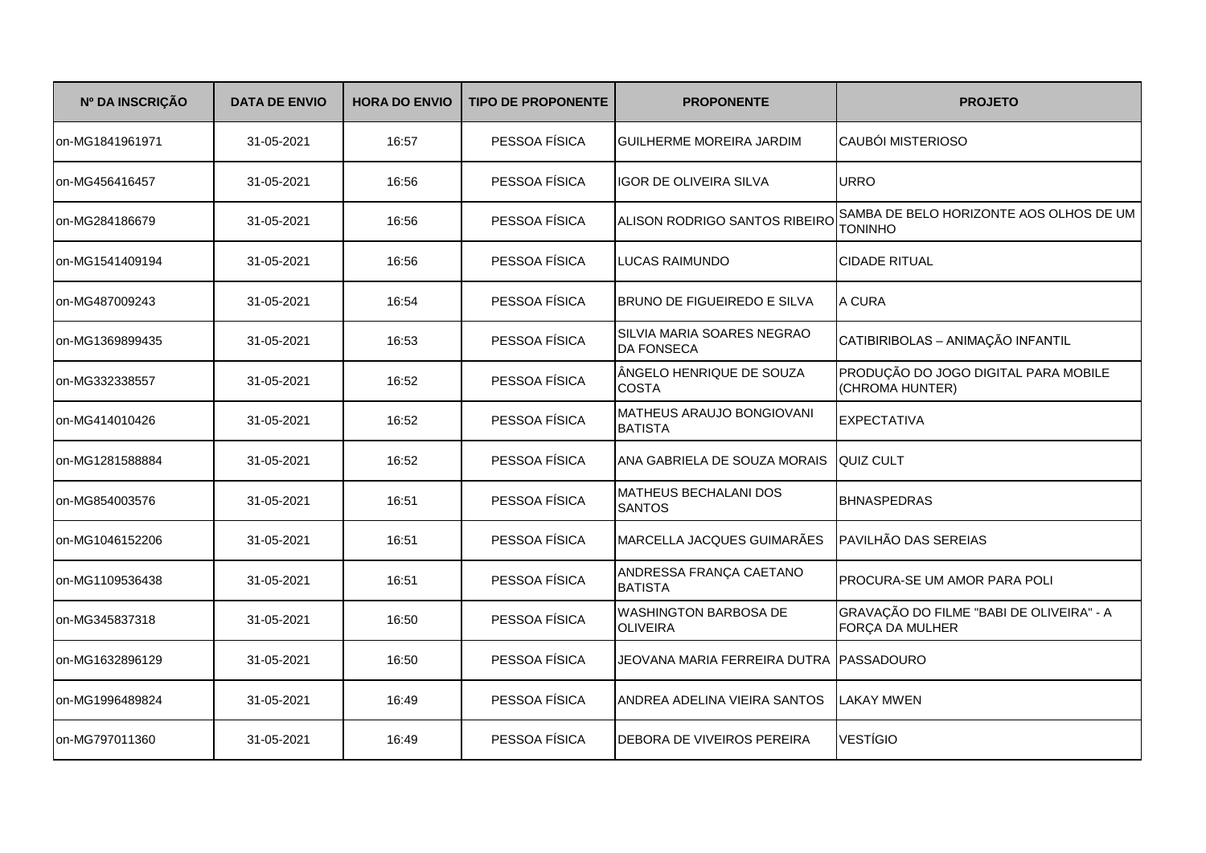| Nº DA INSCRIÇÃO | DATA DE ENVIO | HORA DO ENVIO | TIPO DE PROPONENTE | PROPONENTE | PROJETO |
|---|---|---|---|---|---|
| on-MG1841961971 | 31-05-2021 | 16:57 | PESSOA FÍSICA | GUILHERME MOREIRA JARDIM | CAUBÓI MISTERIOSO |
| on-MG456416457 | 31-05-2021 | 16:56 | PESSOA FÍSICA | IGOR DE OLIVEIRA SILVA | URRO |
| on-MG284186679 | 31-05-2021 | 16:56 | PESSOA FÍSICA | ALISON RODRIGO SANTOS RIBEIRO | SAMBA DE BELO HORIZONTE AOS OLHOS DE UM TONINHO |
| on-MG1541409194 | 31-05-2021 | 16:56 | PESSOA FÍSICA | LUCAS RAIMUNDO | CIDADE RITUAL |
| on-MG487009243 | 31-05-2021 | 16:54 | PESSOA FÍSICA | BRUNO DE FIGUEIREDO E SILVA | A CURA |
| on-MG1369899435 | 31-05-2021 | 16:53 | PESSOA FÍSICA | SILVIA MARIA SOARES NEGRAO DA FONSECA | CATIBIRIBOLAS – ANIMAÇÃO INFANTIL |
| on-MG332338557 | 31-05-2021 | 16:52 | PESSOA FÍSICA | ÂNGELO HENRIQUE DE SOUZA COSTA | PRODUÇÃO DO JOGO DIGITAL PARA MOBILE (CHROMA HUNTER) |
| on-MG414010426 | 31-05-2021 | 16:52 | PESSOA FÍSICA | MATHEUS ARAUJO BONGIOVANI BATISTA | EXPECTATIVA |
| on-MG1281588884 | 31-05-2021 | 16:52 | PESSOA FÍSICA | ANA GABRIELA DE SOUZA MORAIS | QUIZ CULT |
| on-MG854003576 | 31-05-2021 | 16:51 | PESSOA FÍSICA | MATHEUS BECHALANI DOS SANTOS | BHNASPEDRAS |
| on-MG1046152206 | 31-05-2021 | 16:51 | PESSOA FÍSICA | MARCELLA JACQUES GUIMARÃES | PAVILHÃO DAS SEREIAS |
| on-MG1109536438 | 31-05-2021 | 16:51 | PESSOA FÍSICA | ANDRESSA FRANÇA CAETANO BATISTA | PROCURA-SE UM AMOR PARA POLI |
| on-MG345837318 | 31-05-2021 | 16:50 | PESSOA FÍSICA | WASHINGTON BARBOSA DE OLIVEIRA | GRAVAÇÃO DO FILME "BABI DE OLIVEIRA" - A FORÇA DA MULHER |
| on-MG1632896129 | 31-05-2021 | 16:50 | PESSOA FÍSICA | JEOVANA MARIA FERREIRA DUTRA | PASSADOURO |
| on-MG1996489824 | 31-05-2021 | 16:49 | PESSOA FÍSICA | ANDREA ADELINA VIEIRA SANTOS | LAKAY MWEN |
| on-MG797011360 | 31-05-2021 | 16:49 | PESSOA FÍSICA | DEBORA DE VIVEIROS PEREIRA | VESTÍGIO |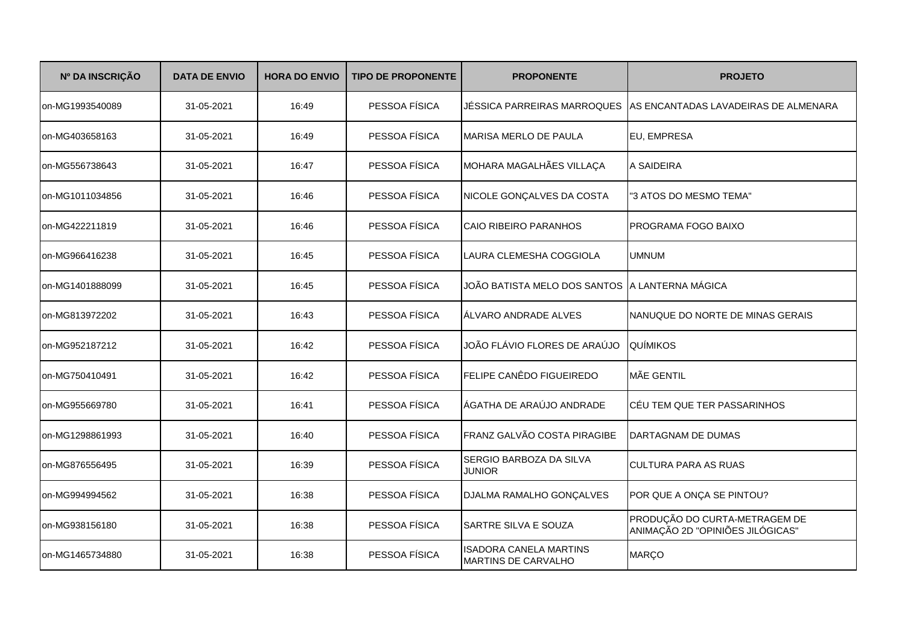| Nº DA INSCRIÇÃO | DATA DE ENVIO | HORA DO ENVIO | TIPO DE PROPONENTE | PROPONENTE | PROJETO |
|---|---|---|---|---|---|
| on-MG1993540089 | 31-05-2021 | 16:49 | PESSOA FÍSICA | JÉSSICA PARREIRAS MARROQUES | AS ENCANTADAS LAVADEIRAS DE ALMENARA |
| on-MG403658163 | 31-05-2021 | 16:49 | PESSOA FÍSICA | MARISA MERLO DE PAULA | EU, EMPRESA |
| on-MG556738643 | 31-05-2021 | 16:47 | PESSOA FÍSICA | MOHARA MAGALHÃES VILLAÇA | A SAIDEIRA |
| on-MG1011034856 | 31-05-2021 | 16:46 | PESSOA FÍSICA | NICOLE GONÇALVES DA COSTA | "3 ATOS DO MESMO TEMA" |
| on-MG422211819 | 31-05-2021 | 16:46 | PESSOA FÍSICA | CAIO RIBEIRO PARANHOS | PROGRAMA FOGO BAIXO |
| on-MG966416238 | 31-05-2021 | 16:45 | PESSOA FÍSICA | LAURA CLEMESHA COGGIOLA | UMNUM |
| on-MG1401888099 | 31-05-2021 | 16:45 | PESSOA FÍSICA | JOÃO BATISTA MELO DOS SANTOS | A LANTERNA MÁGICA |
| on-MG813972202 | 31-05-2021 | 16:43 | PESSOA FÍSICA | ÁLVARO ANDRADE ALVES | NANUQUE DO NORTE DE MINAS GERAIS |
| on-MG952187212 | 31-05-2021 | 16:42 | PESSOA FÍSICA | JOÃO FLÁVIO FLORES DE ARAÚJO | QUÍMIKOS |
| on-MG750410491 | 31-05-2021 | 16:42 | PESSOA FÍSICA | FELIPE CANÊDO FIGUEIREDO | MÃE GENTIL |
| on-MG955669780 | 31-05-2021 | 16:41 | PESSOA FÍSICA | ÁGATHA DE ARAÚJO ANDRADE | CÉU TEM QUE TER PASSARINHOS |
| on-MG1298861993 | 31-05-2021 | 16:40 | PESSOA FÍSICA | FRANZ GALVÃO COSTA PIRAGIBE | DARTAGNAM DE DUMAS |
| on-MG876556495 | 31-05-2021 | 16:39 | PESSOA FÍSICA | SERGIO BARBOZA DA SILVA JUNIOR | CULTURA PARA AS RUAS |
| on-MG994994562 | 31-05-2021 | 16:38 | PESSOA FÍSICA | DJALMA RAMALHO GONÇALVES | POR QUE A ONÇA SE PINTOU? |
| on-MG938156180 | 31-05-2021 | 16:38 | PESSOA FÍSICA | SARTRE SILVA E SOUZA | PRODUÇÃO DO CURTA-METRAGEM DE ANIMAÇÃO 2D "OPINIÕES JILÓGICAS" |
| on-MG1465734880 | 31-05-2021 | 16:38 | PESSOA FÍSICA | ISADORA CANELA MARTINS MARTINS DE CARVALHO | MARÇO |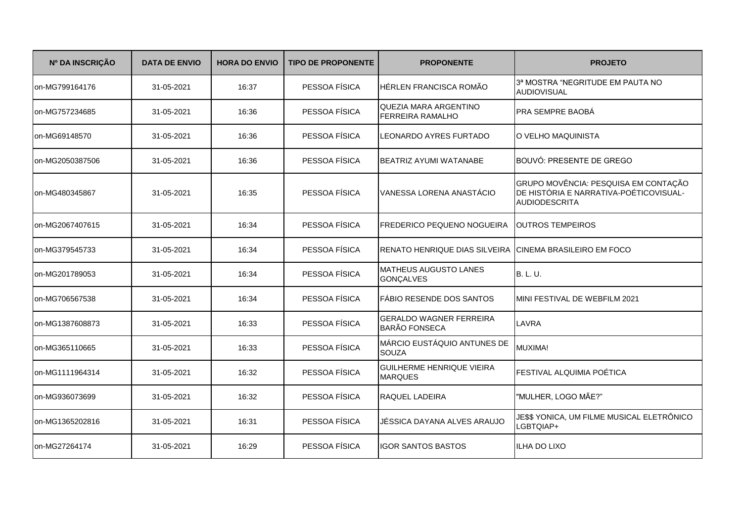| Nº DA INSCRIÇÃO | DATA DE ENVIO | HORA DO ENVIO | TIPO DE PROPONENTE | PROPONENTE | PROJETO |
|---|---|---|---|---|---|
| on-MG799164176 | 31-05-2021 | 16:37 | PESSOA FÍSICA | HÉRLEN FRANCISCA ROMÃO | 3ª MOSTRA "NEGRITUDE EM PAUTA NO AUDIOVISUAL |
| on-MG757234685 | 31-05-2021 | 16:36 | PESSOA FÍSICA | QUEZIA MARA ARGENTINO FERREIRA RAMALHO | PRA SEMPRE BAOBÁ |
| on-MG69148570 | 31-05-2021 | 16:36 | PESSOA FÍSICA | LEONARDO AYRES FURTADO | O VELHO MAQUINISTA |
| on-MG2050387506 | 31-05-2021 | 16:36 | PESSOA FÍSICA | BEATRIZ AYUMI WATANABE | BOUVÓ: PRESENTE DE GREGO |
| on-MG480345867 | 31-05-2021 | 16:35 | PESSOA FÍSICA | VANESSA LORENA ANASTÁCIO | GRUPO MOVÊNCIA: PESQUISA EM CONTAÇÃO DE HISTÓRIA E NARRATIVA-POÉTICOVISUAL-AUDIODESCRITA |
| on-MG2067407615 | 31-05-2021 | 16:34 | PESSOA FÍSICA | FREDERICO PEQUENO NOGUEIRA | OUTROS TEMPEIROS |
| on-MG379545733 | 31-05-2021 | 16:34 | PESSOA FÍSICA | RENATO HENRIQUE DIAS SILVEIRA | CINEMA BRASILEIRO EM FOCO |
| on-MG201789053 | 31-05-2021 | 16:34 | PESSOA FÍSICA | MATHEUS AUGUSTO LANES GONÇALVES | B. L. U. |
| on-MG706567538 | 31-05-2021 | 16:34 | PESSOA FÍSICA | FÁBIO RESENDE DOS SANTOS | MINI FESTIVAL DE WEBFILM 2021 |
| on-MG1387608873 | 31-05-2021 | 16:33 | PESSOA FÍSICA | GERALDO WAGNER FERREIRA BARÃO FONSECA | LAVRA |
| on-MG365110665 | 31-05-2021 | 16:33 | PESSOA FÍSICA | MÁRCIO EUSTÁQUIO ANTUNES DE SOUZA | MUXIMA! |
| on-MG1111964314 | 31-05-2021 | 16:32 | PESSOA FÍSICA | GUILHERME HENRIQUE VIEIRA MARQUES | FESTIVAL ALQUIMIA POÉTICA |
| on-MG936073699 | 31-05-2021 | 16:32 | PESSOA FÍSICA | RAQUEL LADEIRA | "MULHER, LOGO MÃE?" |
| on-MG1365202816 | 31-05-2021 | 16:31 | PESSOA FÍSICA | JÉSSICA DAYANA ALVES ARAUJO | JE$$ YONICA, UM FILME MUSICAL ELETRÔNICO LGBTQIAP+ |
| on-MG27264174 | 31-05-2021 | 16:29 | PESSOA FÍSICA | IGOR SANTOS BASTOS | ILHA DO LIXO |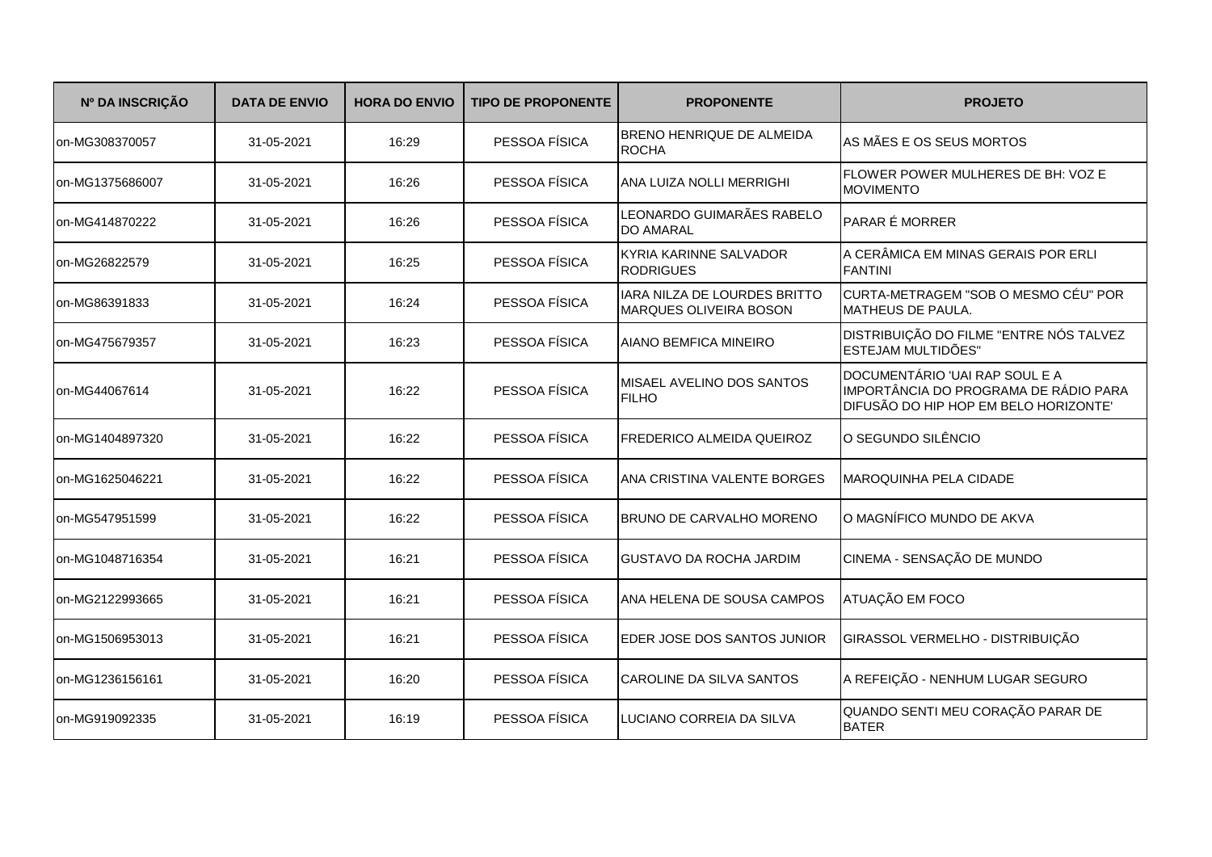| Nº DA INSCRIÇÃO | DATA DE ENVIO | HORA DO ENVIO | TIPO DE PROPONENTE | PROPONENTE | PROJETO |
|---|---|---|---|---|---|
| on-MG308370057 | 31-05-2021 | 16:29 | PESSOA FÍSICA | BRENO HENRIQUE DE ALMEIDA ROCHA | AS MÃES E OS SEUS MORTOS |
| on-MG1375686007 | 31-05-2021 | 16:26 | PESSOA FÍSICA | ANA LUIZA NOLLI MERRIGHI | FLOWER POWER MULHERES DE BH: VOZ E MOVIMENTO |
| on-MG414870222 | 31-05-2021 | 16:26 | PESSOA FÍSICA | LEONARDO GUIMARÃES RABELO DO AMARAL | PARAR É MORRER |
| on-MG26822579 | 31-05-2021 | 16:25 | PESSOA FÍSICA | KYRIA KARINNE SALVADOR RODRIGUES | A CERÂMICA EM MINAS GERAIS POR ERLI FANTINI |
| on-MG86391833 | 31-05-2021 | 16:24 | PESSOA FÍSICA | IARA NILZA DE LOURDES BRITTO MARQUES OLIVEIRA BOSON | CURTA-METRAGEM "SOB O MESMO CÉU" POR MATHEUS DE PAULA. |
| on-MG475679357 | 31-05-2021 | 16:23 | PESSOA FÍSICA | AIANO BEMFICA MINEIRO | DISTRIBUIÇÃO DO FILME "ENTRE NÓS TALVEZ ESTEJAM MULTIDÕES" |
| on-MG44067614 | 31-05-2021 | 16:22 | PESSOA FÍSICA | MISAEL AVELINO DOS SANTOS FILHO | DOCUMENTÁRIO 'UAI RAP SOUL E A IMPORTÂNCIA DO PROGRAMA DE RÁDIO PARA DIFUSÃO DO HIP HOP EM BELO HORIZONTE' |
| on-MG1404897320 | 31-05-2021 | 16:22 | PESSOA FÍSICA | FREDERICO ALMEIDA QUEIROZ | O SEGUNDO SILÊNCIO |
| on-MG1625046221 | 31-05-2021 | 16:22 | PESSOA FÍSICA | ANA CRISTINA VALENTE BORGES | MAROQUINHA PELA CIDADE |
| on-MG547951599 | 31-05-2021 | 16:22 | PESSOA FÍSICA | BRUNO DE CARVALHO MORENO | O MAGNÍFICO MUNDO DE AKVA |
| on-MG1048716354 | 31-05-2021 | 16:21 | PESSOA FÍSICA | GUSTAVO DA ROCHA JARDIM | CINEMA - SENSAÇÃO DE MUNDO |
| on-MG2122993665 | 31-05-2021 | 16:21 | PESSOA FÍSICA | ANA HELENA DE SOUSA CAMPOS | ATUAÇÃO EM FOCO |
| on-MG1506953013 | 31-05-2021 | 16:21 | PESSOA FÍSICA | EDER JOSE DOS SANTOS JUNIOR | GIRASSOL VERMELHO - DISTRIBUIÇÃO |
| on-MG1236156161 | 31-05-2021 | 16:20 | PESSOA FÍSICA | CAROLINE DA SILVA SANTOS | A REFEIÇÃO - NENHUM LUGAR SEGURO |
| on-MG919092335 | 31-05-2021 | 16:19 | PESSOA FÍSICA | LUCIANO CORREIA DA SILVA | QUANDO SENTI MEU CORAÇÃO PARAR DE BATER |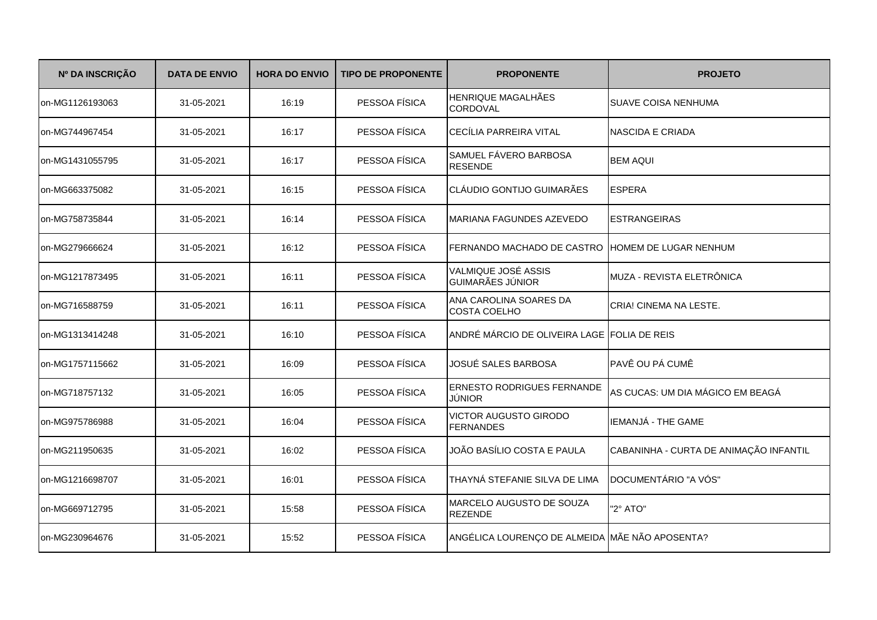| Nº DA INSCRIÇÃO | DATA DE ENVIO | HORA DO ENVIO | TIPO DE PROPONENTE | PROPONENTE | PROJETO |
|---|---|---|---|---|---|
| on-MG1126193063 | 31-05-2021 | 16:19 | PESSOA FÍSICA | HENRIQUE MAGALHÃES CORDOVAL | SUAVE COISA NENHUMA |
| on-MG744967454 | 31-05-2021 | 16:17 | PESSOA FÍSICA | CECÍLIA PARREIRA VITAL | NASCIDA E CRIADA |
| on-MG1431055795 | 31-05-2021 | 16:17 | PESSOA FÍSICA | SAMUEL FÁVERO BARBOSA RESENDE | BEM AQUI |
| on-MG663375082 | 31-05-2021 | 16:15 | PESSOA FÍSICA | CLÁUDIO GONTIJO GUIMARÃES | ESPERA |
| on-MG758735844 | 31-05-2021 | 16:14 | PESSOA FÍSICA | MARIANA FAGUNDES AZEVEDO | ESTRANGEIRAS |
| on-MG279666624 | 31-05-2021 | 16:12 | PESSOA FÍSICA | FERNANDO MACHADO DE CASTRO | HOMEM DE LUGAR NENHUM |
| on-MG1217873495 | 31-05-2021 | 16:11 | PESSOA FÍSICA | VALMIQUE JOSÉ ASSIS GUIMARÃES JÚNIOR | MUZA - REVISTA ELETRÔNICA |
| on-MG716588759 | 31-05-2021 | 16:11 | PESSOA FÍSICA | ANA CAROLINA SOARES DA COSTA COELHO | CRIA! CINEMA NA LESTE. |
| on-MG1313414248 | 31-05-2021 | 16:10 | PESSOA FÍSICA | ANDRÉ MÁRCIO DE OLIVEIRA LAGE | FOLIA DE REIS |
| on-MG1757115662 | 31-05-2021 | 16:09 | PESSOA FÍSICA | JOSUÉ SALES BARBOSA | PAVÊ OU PÁ CUMÊ |
| on-MG718757132 | 31-05-2021 | 16:05 | PESSOA FÍSICA | ERNESTO RODRIGUES FERNANDE JÚNIOR | AS CUCAS: UM DIA MÁGICO EM BEAGÁ |
| on-MG975786988 | 31-05-2021 | 16:04 | PESSOA FÍSICA | VICTOR AUGUSTO GIRODO FERNANDES | IEMANJÁ - THE GAME |
| on-MG211950635 | 31-05-2021 | 16:02 | PESSOA FÍSICA | JOÃO BASÍLIO COSTA E PAULA | CABANINHA - CURTA DE ANIMAÇÃO INFANTIL |
| on-MG1216698707 | 31-05-2021 | 16:01 | PESSOA FÍSICA | THAYNÁ STEFANIE SILVA DE LIMA | DOCUMENTÁRIO "A VÓS" |
| on-MG669712795 | 31-05-2021 | 15:58 | PESSOA FÍSICA | MARCELO AUGUSTO DE SOUZA REZENDE | "2° ATO" |
| on-MG230964676 | 31-05-2021 | 15:52 | PESSOA FÍSICA | ANGÉLICA LOURENÇO DE ALMEIDA | MÃE NÃO APOSENTA? |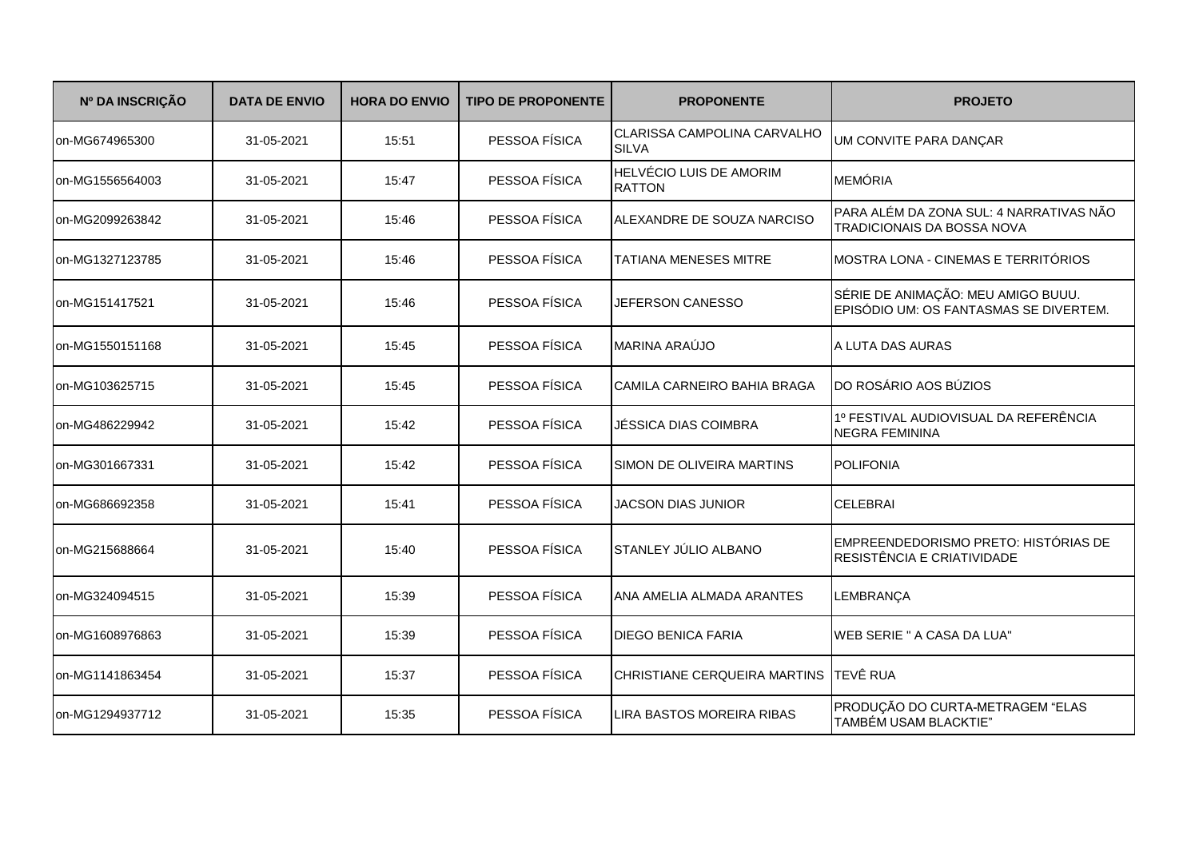| Nº DA INSCRIÇÃO | DATA DE ENVIO | HORA DO ENVIO | TIPO DE PROPONENTE | PROPONENTE | PROJETO |
|---|---|---|---|---|---|
| on-MG674965300 | 31-05-2021 | 15:51 | PESSOA FÍSICA | CLARISSA CAMPOLINA CARVALHO SILVA | UM CONVITE PARA DANÇAR |
| on-MG1556564003 | 31-05-2021 | 15:47 | PESSOA FÍSICA | HELVÉCIO LUIS DE AMORIM RATTON | MEMÓRIA |
| on-MG2099263842 | 31-05-2021 | 15:46 | PESSOA FÍSICA | ALEXANDRE DE SOUZA NARCISO | PARA ALÉM DA ZONA SUL: 4 NARRATIVAS NÃO TRADICIONAIS DA BOSSA NOVA |
| on-MG1327123785 | 31-05-2021 | 15:46 | PESSOA FÍSICA | TATIANA MENESES MITRE | MOSTRA LONA - CINEMAS E TERRITÓRIOS |
| on-MG151417521 | 31-05-2021 | 15:46 | PESSOA FÍSICA | JEFERSON CANESSO | SÉRIE DE ANIMAÇÃO: MEU AMIGO BUUU. EPISÓDIO UM: OS FANTASMAS SE DIVERTEM. |
| on-MG1550151168 | 31-05-2021 | 15:45 | PESSOA FÍSICA | MARINA ARAÚJO | A LUTA DAS AURAS |
| on-MG103625715 | 31-05-2021 | 15:45 | PESSOA FÍSICA | CAMILA CARNEIRO BAHIA BRAGA | DO ROSÁRIO AOS BÚZIOS |
| on-MG486229942 | 31-05-2021 | 15:42 | PESSOA FÍSICA | JÉSSICA DIAS COIMBRA | 1º FESTIVAL AUDIOVISUAL DA REFERÊNCIA NEGRA FEMININA |
| on-MG301667331 | 31-05-2021 | 15:42 | PESSOA FÍSICA | SIMON DE OLIVEIRA MARTINS | POLIFONIA |
| on-MG686692358 | 31-05-2021 | 15:41 | PESSOA FÍSICA | JACSON DIAS JUNIOR | CELEBRAI |
| on-MG215688664 | 31-05-2021 | 15:40 | PESSOA FÍSICA | STANLEY JÚLIO ALBANO | EMPREENDEDORISMO PRETO: HISTÓRIAS DE RESISTÊNCIA E CRIATIVIDADE |
| on-MG324094515 | 31-05-2021 | 15:39 | PESSOA FÍSICA | ANA AMELIA ALMADA ARANTES | LEMBRANÇA |
| on-MG1608976863 | 31-05-2021 | 15:39 | PESSOA FÍSICA | DIEGO BENICA FARIA | WEB SERIE " A CASA DA LUA" |
| on-MG1141863454 | 31-05-2021 | 15:37 | PESSOA FÍSICA | CHRISTIANE CERQUEIRA MARTINS | TEVÊ RUA |
| on-MG1294937712 | 31-05-2021 | 15:35 | PESSOA FÍSICA | LIRA BASTOS MOREIRA RIBAS | PRODUÇÃO DO CURTA-METRAGEM “ELAS TAMBÉM USAM BLACKTIE” |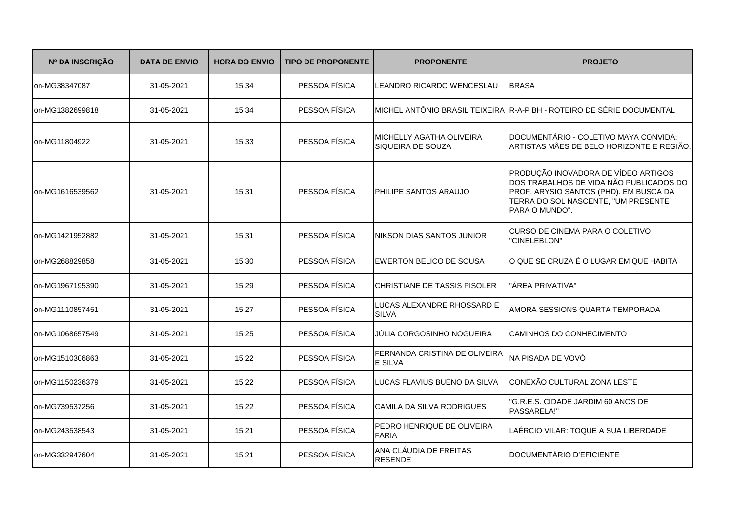| Nº DA INSCRIÇÃO | DATA DE ENVIO | HORA DO ENVIO | TIPO DE PROPONENTE | PROPONENTE | PROJETO |
|---|---|---|---|---|---|
| on-MG38347087 | 31-05-2021 | 15:34 | PESSOA FÍSICA | LEANDRO RICARDO WENCESLAU | BRASA |
| on-MG1382699818 | 31-05-2021 | 15:34 | PESSOA FÍSICA | MICHEL ANTÔNIO BRASIL TEIXEIRA | R-A-P BH - ROTEIRO DE SÉRIE DOCUMENTAL |
| on-MG11804922 | 31-05-2021 | 15:33 | PESSOA FÍSICA | MICHELLY AGATHA OLIVEIRA SIQUEIRA DE SOUZA | DOCUMENTÁRIO - COLETIVO MAYA CONVIDA: ARTISTAS MÃES DE BELO HORIZONTE E REGIÃO. |
| on-MG1616539562 | 31-05-2021 | 15:31 | PESSOA FÍSICA | PHILIPE SANTOS ARAUJO | PRODUÇÃO INOVADORA DE VÍDEO ARTIGOS DOS TRABALHOS DE VIDA NÃO PUBLICADOS DO PROF. ARYSIO SANTOS (PHD). EM BUSCA DA TERRA DO SOL NASCENTE, "UM PRESENTE PARA O MUNDO". |
| on-MG1421952882 | 31-05-2021 | 15:31 | PESSOA FÍSICA | NIKSON DIAS SANTOS JUNIOR | CURSO DE CINEMA PARA O COLETIVO "CINELEBLON" |
| on-MG268829858 | 31-05-2021 | 15:30 | PESSOA FÍSICA | EWERTON BELICO DE SOUSA | O QUE SE CRUZA É O LUGAR EM QUE HABITA |
| on-MG1967195390 | 31-05-2021 | 15:29 | PESSOA FÍSICA | CHRISTIANE DE TASSIS PISOLER | "ÁREA PRIVATIVA" |
| on-MG1110857451 | 31-05-2021 | 15:27 | PESSOA FÍSICA | LUCAS ALEXANDRE RHOSSARD E SILVA | AMORA SESSIONS QUARTA TEMPORADA |
| on-MG1068657549 | 31-05-2021 | 15:25 | PESSOA FÍSICA | JÚLIA CORGOSINHO NOGUEIRA | CAMINHOS DO CONHECIMENTO |
| on-MG1510306863 | 31-05-2021 | 15:22 | PESSOA FÍSICA | FERNANDA CRISTINA DE OLIVEIRA E SILVA | NA PISADA DE VOVÓ |
| on-MG1150236379 | 31-05-2021 | 15:22 | PESSOA FÍSICA | LUCAS FLAVIUS BUENO DA SILVA | CONEXÃO CULTURAL ZONA LESTE |
| on-MG739537256 | 31-05-2021 | 15:22 | PESSOA FÍSICA | CAMILA DA SILVA RODRIGUES | "G.R.E.S. CIDADE JARDIM 60 ANOS DE PASSARELA!" |
| on-MG243538543 | 31-05-2021 | 15:21 | PESSOA FÍSICA | PEDRO HENRIQUE DE OLIVEIRA FARIA | LAÉRCIO VILAR: TOQUE A SUA LIBERDADE |
| on-MG332947604 | 31-05-2021 | 15:21 | PESSOA FÍSICA | ANA CLÁUDIA DE FREITAS RESENDE | DOCUMENTÁRIO D'EFICIENTE |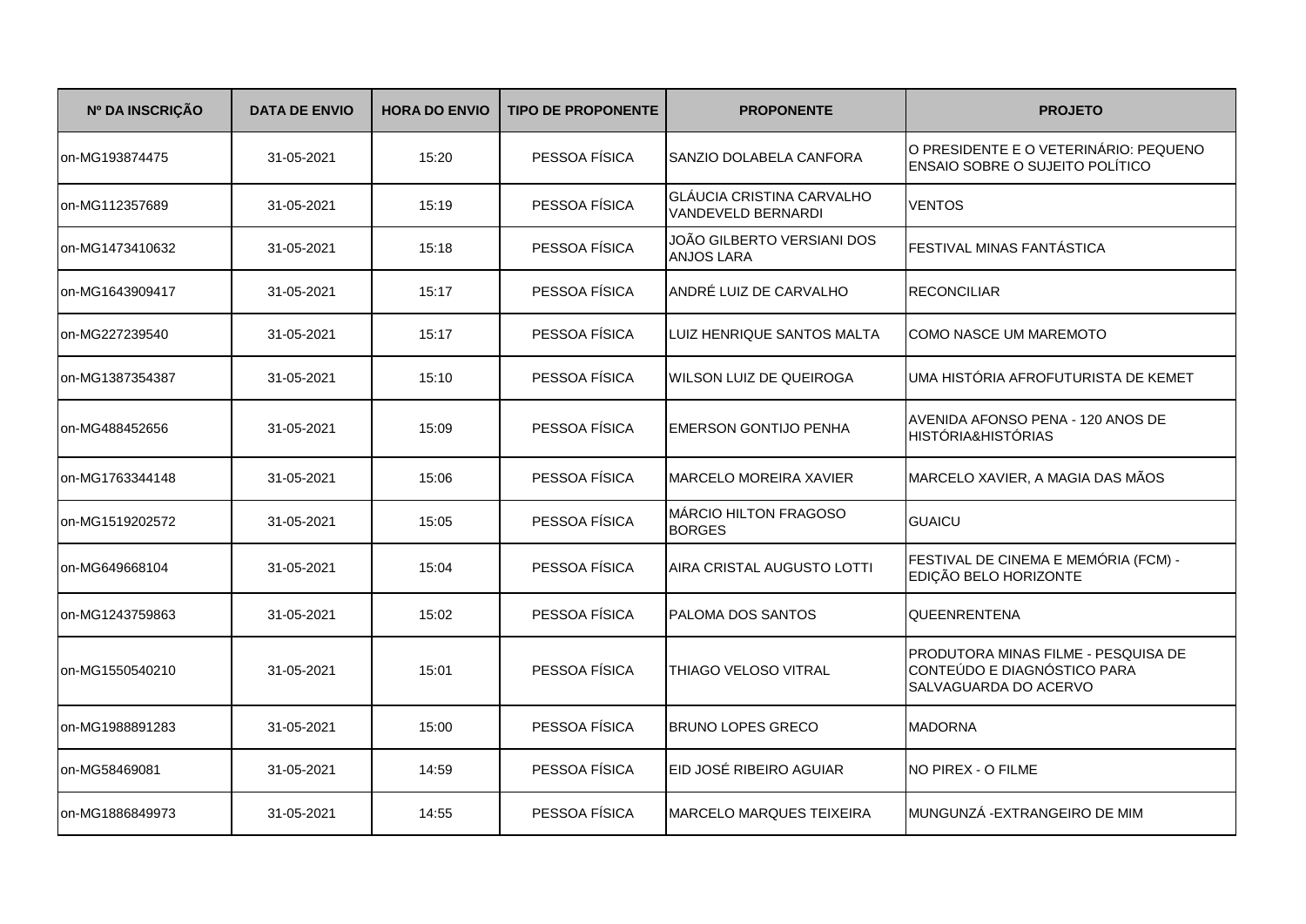| Nº DA INSCRIÇÃO | DATA DE ENVIO | HORA DO ENVIO | TIPO DE PROPONENTE | PROPONENTE | PROJETO |
|---|---|---|---|---|---|
| on-MG193874475 | 31-05-2021 | 15:20 | PESSOA FÍSICA | SANZIO DOLABELA CANFORA | O PRESIDENTE E O VETERINÁRIO: PEQUENO ENSAIO SOBRE O SUJEITO POLÍTICO |
| on-MG112357689 | 31-05-2021 | 15:19 | PESSOA FÍSICA | GLÁUCIA CRISTINA CARVALHO VANDEVELD BERNARDI | VENTOS |
| on-MG1473410632 | 31-05-2021 | 15:18 | PESSOA FÍSICA | JOÃO GILBERTO VERSIANI DOS ANJOS LARA | FESTIVAL MINAS FANTÁSTICA |
| on-MG1643909417 | 31-05-2021 | 15:17 | PESSOA FÍSICA | ANDRÉ LUIZ DE CARVALHO | RECONCILIAR |
| on-MG227239540 | 31-05-2021 | 15:17 | PESSOA FÍSICA | LUIZ HENRIQUE SANTOS MALTA | COMO NASCE UM MAREMOTO |
| on-MG1387354387 | 31-05-2021 | 15:10 | PESSOA FÍSICA | WILSON LUIZ DE QUEIROGA | UMA HISTÓRIA AFROFUTURISTA DE KEMET |
| on-MG488452656 | 31-05-2021 | 15:09 | PESSOA FÍSICA | EMERSON GONTIJO PENHA | AVENIDA AFONSO PENA - 120 ANOS DE HISTÓRIA&HISTÓRIAS |
| on-MG1763344148 | 31-05-2021 | 15:06 | PESSOA FÍSICA | MARCELO MOREIRA XAVIER | MARCELO XAVIER, A MAGIA DAS MÃOS |
| on-MG1519202572 | 31-05-2021 | 15:05 | PESSOA FÍSICA | MÁRCIO HILTON FRAGOSO BORGES | GUAICU |
| on-MG649668104 | 31-05-2021 | 15:04 | PESSOA FÍSICA | AIRA CRISTAL AUGUSTO LOTTI | FESTIVAL DE CINEMA E MEMÓRIA (FCM) - EDIÇÃO BELO HORIZONTE |
| on-MG1243759863 | 31-05-2021 | 15:02 | PESSOA FÍSICA | PALOMA DOS SANTOS | QUEENRENTENA |
| on-MG1550540210 | 31-05-2021 | 15:01 | PESSOA FÍSICA | THIAGO VELOSO VITRAL | PRODUTORA MINAS FILME - PESQUISA DE CONTEÚDO E DIAGNÓSTICO PARA SALVAGUARDA DO ACERVO |
| on-MG1988891283 | 31-05-2021 | 15:00 | PESSOA FÍSICA | BRUNO LOPES GRECO | MADORNA |
| on-MG58469081 | 31-05-2021 | 14:59 | PESSOA FÍSICA | EID JOSÉ RIBEIRO AGUIAR | NO PIREX - O FILME |
| on-MG1886849973 | 31-05-2021 | 14:55 | PESSOA FÍSICA | MARCELO MARQUES TEIXEIRA | MUNGUNZÁ -EXTRANGEIRO DE MIM |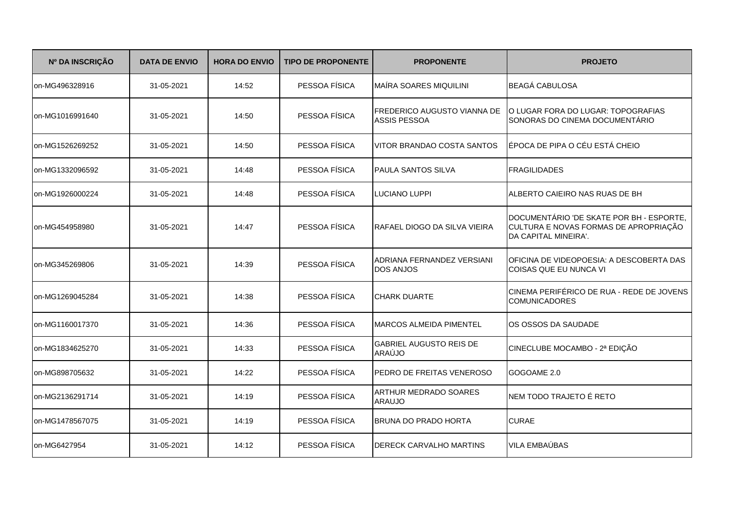| Nº DA INSCRIÇÃO | DATA DE ENVIO | HORA DO ENVIO | TIPO DE PROPONENTE | PROPONENTE | PROJETO |
|---|---|---|---|---|---|
| on-MG496328916 | 31-05-2021 | 14:52 | PESSOA FÍSICA | MAÍRA SOARES MIQUILINI | BEAGÁ CABULOSA |
| on-MG1016991640 | 31-05-2021 | 14:50 | PESSOA FÍSICA | FREDERICO AUGUSTO VIANNA DE ASSIS PESSOA | O LUGAR FORA DO LUGAR: TOPOGRAFIAS SONORAS DO CINEMA DOCUMENTÁRIO |
| on-MG1526269252 | 31-05-2021 | 14:50 | PESSOA FÍSICA | VITOR BRANDAO COSTA SANTOS | ÉPOCA DE PIPA O CÉU ESTÁ CHEIO |
| on-MG1332096592 | 31-05-2021 | 14:48 | PESSOA FÍSICA | PAULA SANTOS SILVA | FRAGILIDADES |
| on-MG1926000224 | 31-05-2021 | 14:48 | PESSOA FÍSICA | LUCIANO LUPPI | ALBERTO CAIEIRO NAS RUAS DE BH |
| on-MG454958980 | 31-05-2021 | 14:47 | PESSOA FÍSICA | RAFAEL DIOGO DA SILVA VIEIRA | DOCUMENTÁRIO 'DE SKATE POR BH - ESPORTE, CULTURA E NOVAS FORMAS DE APROPRIAÇÃO DA CAPITAL MINEIRA'. |
| on-MG345269806 | 31-05-2021 | 14:39 | PESSOA FÍSICA | ADRIANA FERNANDEZ VERSIANI DOS ANJOS | OFICINA DE VIDEOPOESIA: A DESCOBERTA DAS COISAS QUE EU NUNCA VI |
| on-MG1269045284 | 31-05-2021 | 14:38 | PESSOA FÍSICA | CHARK DUARTE | CINEMA PERIFÉRICO DE RUA - REDE DE JOVENS COMUNICADORES |
| on-MG1160017370 | 31-05-2021 | 14:36 | PESSOA FÍSICA | MARCOS ALMEIDA PIMENTEL | OS OSSOS DA SAUDADE |
| on-MG1834625270 | 31-05-2021 | 14:33 | PESSOA FÍSICA | GABRIEL AUGUSTO REIS DE ARAÚJO | CINECLUBE MOCAMBO - 2ª EDIÇÃO |
| on-MG898705632 | 31-05-2021 | 14:22 | PESSOA FÍSICA | PEDRO DE FREITAS VENEROSO | GOGOAME 2.0 |
| on-MG2136291714 | 31-05-2021 | 14:19 | PESSOA FÍSICA | ARTHUR MEDRADO SOARES ARAUJO | NEM TODO TRAJETO É RETO |
| on-MG1478567075 | 31-05-2021 | 14:19 | PESSOA FÍSICA | BRUNA DO PRADO HORTA | CURAE |
| on-MG6427954 | 31-05-2021 | 14:12 | PESSOA FÍSICA | DERECK CARVALHO MARTINS | VILA EMBAÚBAS |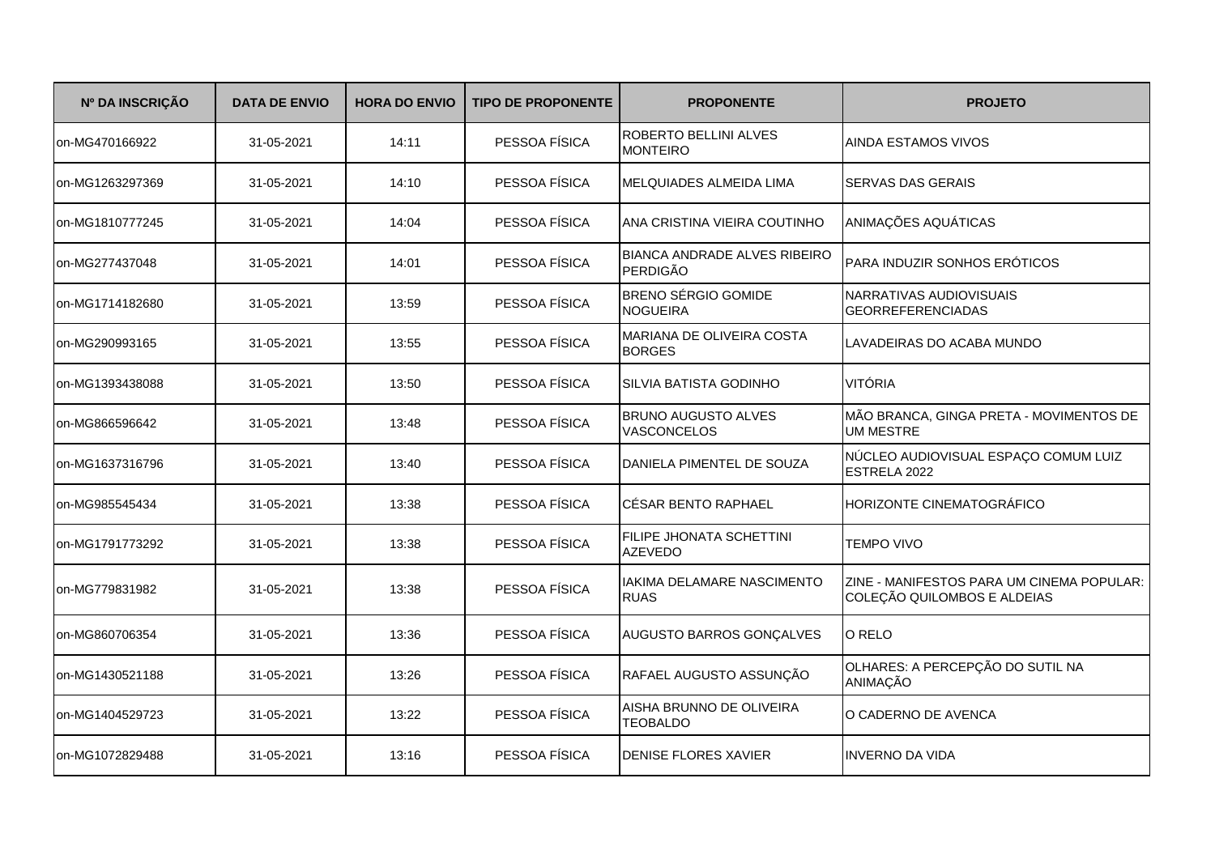| Nº DA INSCRIÇÃO | DATA DE ENVIO | HORA DO ENVIO | TIPO DE PROPONENTE | PROPONENTE | PROJETO |
|---|---|---|---|---|---|
| on-MG470166922 | 31-05-2021 | 14:11 | PESSOA FÍSICA | ROBERTO BELLINI ALVES MONTEIRO | AINDA ESTAMOS VIVOS |
| on-MG1263297369 | 31-05-2021 | 14:10 | PESSOA FÍSICA | MELQUIADES ALMEIDA LIMA | SERVAS DAS GERAIS |
| on-MG1810777245 | 31-05-2021 | 14:04 | PESSOA FÍSICA | ANA CRISTINA VIEIRA COUTINHO | ANIMAÇÕES AQUÁTICAS |
| on-MG277437048 | 31-05-2021 | 14:01 | PESSOA FÍSICA | BIANCA ANDRADE ALVES RIBEIRO PERDIGÃO | PARA INDUZIR SONHOS ERÓTICOS |
| on-MG1714182680 | 31-05-2021 | 13:59 | PESSOA FÍSICA | BRENO SÉRGIO GOMIDE NOGUEIRA | NARRATIVAS AUDIOVISUAIS GEORREFERENCIADAS |
| on-MG290993165 | 31-05-2021 | 13:55 | PESSOA FÍSICA | MARIANA DE OLIVEIRA COSTA BORGES | LAVADEIRAS DO ACABA MUNDO |
| on-MG1393438088 | 31-05-2021 | 13:50 | PESSOA FÍSICA | SILVIA BATISTA GODINHO | VITÓRIA |
| on-MG866596642 | 31-05-2021 | 13:48 | PESSOA FÍSICA | BRUNO AUGUSTO ALVES VASCONCELOS | MÃO BRANCA, GINGA PRETA - MOVIMENTOS DE UM MESTRE |
| on-MG1637316796 | 31-05-2021 | 13:40 | PESSOA FÍSICA | DANIELA PIMENTEL DE SOUZA | NÚCLEO AUDIOVISUAL ESPAÇO COMUM LUIZ ESTRELA 2022 |
| on-MG985545434 | 31-05-2021 | 13:38 | PESSOA FÍSICA | CÉSAR BENTO RAPHAEL | HORIZONTE CINEMATOGRÁFICO |
| on-MG1791773292 | 31-05-2021 | 13:38 | PESSOA FÍSICA | FILIPE JHONATA SCHETTINI AZEVEDO | TEMPO VIVO |
| on-MG779831982 | 31-05-2021 | 13:38 | PESSOA FÍSICA | IAKIMA DELAMARE NASCIMENTO RUAS | ZINE - MANIFESTOS PARA UM CINEMA POPULAR: COLEÇÃO QUILOMBOS E ALDEIAS |
| on-MG860706354 | 31-05-2021 | 13:36 | PESSOA FÍSICA | AUGUSTO BARROS GONÇALVES | O RELO |
| on-MG1430521188 | 31-05-2021 | 13:26 | PESSOA FÍSICA | RAFAEL AUGUSTO ASSUNÇÃO | OLHARES: A PERCEPÇÃO DO SUTIL NA ANIMAÇÃO |
| on-MG1404529723 | 31-05-2021 | 13:22 | PESSOA FÍSICA | AISHA BRUNNO DE OLIVEIRA TEOBALDO | O CADERNO DE AVENCA |
| on-MG1072829488 | 31-05-2021 | 13:16 | PESSOA FÍSICA | DENISE FLORES XAVIER | INVERNO DA VIDA |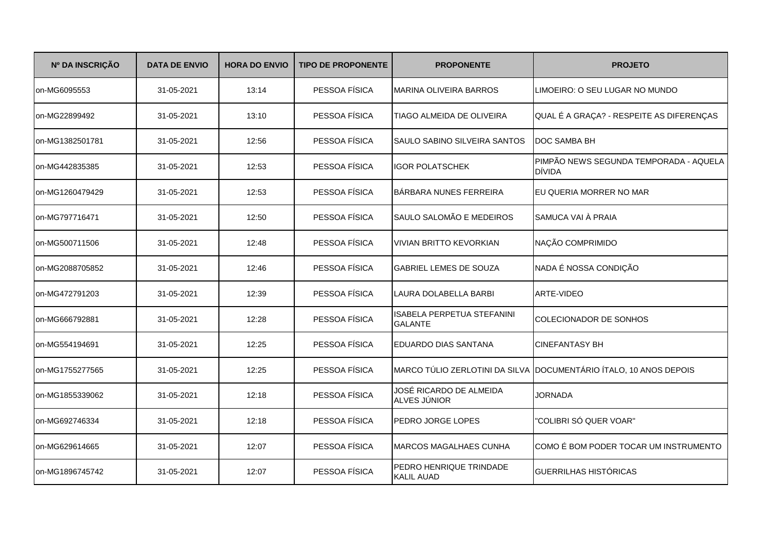| Nº DA INSCRIÇÃO | DATA DE ENVIO | HORA DO ENVIO | TIPO DE PROPONENTE | PROPONENTE | PROJETO |
|---|---|---|---|---|---|
| on-MG6095553 | 31-05-2021 | 13:14 | PESSOA FÍSICA | MARINA OLIVEIRA BARROS | LIMOEIRO: O SEU LUGAR NO MUNDO |
| on-MG22899492 | 31-05-2021 | 13:10 | PESSOA FÍSICA | TIAGO ALMEIDA DE OLIVEIRA | QUAL É A GRAÇA? - RESPEITE AS DIFERENÇAS |
| on-MG1382501781 | 31-05-2021 | 12:56 | PESSOA FÍSICA | SAULO SABINO SILVEIRA SANTOS | DOC SAMBA BH |
| on-MG442835385 | 31-05-2021 | 12:53 | PESSOA FÍSICA | IGOR POLATSCHEK | PIMPÃO NEWS SEGUNDA TEMPORADA - AQUELA DÍVIDA |
| on-MG1260479429 | 31-05-2021 | 12:53 | PESSOA FÍSICA | BÁRBARA NUNES FERREIRA | EU QUERIA MORRER NO MAR |
| on-MG797716471 | 31-05-2021 | 12:50 | PESSOA FÍSICA | SAULO SALOMÃO E MEDEIROS | SAMUCA VAI À PRAIA |
| on-MG500711506 | 31-05-2021 | 12:48 | PESSOA FÍSICA | VIVIAN BRITTO KEVORKIAN | NAÇÃO COMPRIMIDO |
| on-MG2088705852 | 31-05-2021 | 12:46 | PESSOA FÍSICA | GABRIEL LEMES DE SOUZA | NADA É NOSSA CONDIÇÃO |
| on-MG472791203 | 31-05-2021 | 12:39 | PESSOA FÍSICA | LAURA DOLABELLA BARBI | ARTE-VIDEO |
| on-MG666792881 | 31-05-2021 | 12:28 | PESSOA FÍSICA | ISABELA PERPETUA STEFANINI GALANTE | COLECIONADOR DE SONHOS |
| on-MG554194691 | 31-05-2021 | 12:25 | PESSOA FÍSICA | EDUARDO DIAS SANTANA | CINEFANTASY BH |
| on-MG1755277565 | 31-05-2021 | 12:25 | PESSOA FÍSICA | MARCO TÚLIO ZERLOTINI DA SILVA | DOCUMENTÁRIO ÍTALO, 10 ANOS DEPOIS |
| on-MG1855339062 | 31-05-2021 | 12:18 | PESSOA FÍSICA | JOSÉ RICARDO DE ALMEIDA ALVES JÚNIOR | JORNADA |
| on-MG692746334 | 31-05-2021 | 12:18 | PESSOA FÍSICA | PEDRO JORGE LOPES | "COLIBRI SÓ QUER VOAR" |
| on-MG629614665 | 31-05-2021 | 12:07 | PESSOA FÍSICA | MARCOS MAGALHAES CUNHA | COMO É BOM PODER TOCAR UM INSTRUMENTO |
| on-MG1896745742 | 31-05-2021 | 12:07 | PESSOA FÍSICA | PEDRO HENRIQUE TRINDADE KALIL AUAD | GUERRILHAS HISTÓRICAS |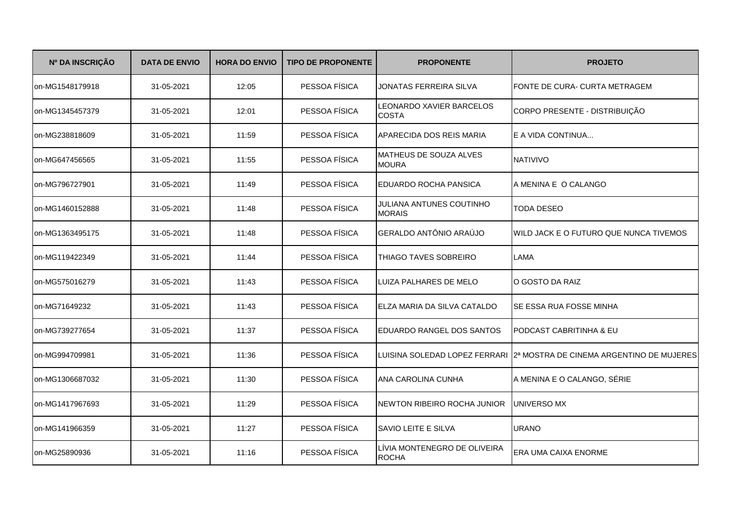| Nº DA INSCRIÇÃO | DATA DE ENVIO | HORA DO ENVIO | TIPO DE PROPONENTE | PROPONENTE | PROJETO |
|---|---|---|---|---|---|
| on-MG1548179918 | 31-05-2021 | 12:05 | PESSOA FÍSICA | JONATAS FERREIRA SILVA | FONTE DE CURA- CURTA METRAGEM |
| on-MG1345457379 | 31-05-2021 | 12:01 | PESSOA FÍSICA | LEONARDO XAVIER BARCELOS COSTA | CORPO PRESENTE - DISTRIBUIÇÃO |
| on-MG238818609 | 31-05-2021 | 11:59 | PESSOA FÍSICA | APARECIDA DOS REIS MARIA | E A VIDA CONTINUA... |
| on-MG647456565 | 31-05-2021 | 11:55 | PESSOA FÍSICA | MATHEUS DE SOUZA ALVES MOURA | NATIVIVO |
| on-MG796727901 | 31-05-2021 | 11:49 | PESSOA FÍSICA | EDUARDO ROCHA PANSICA | A MENINA E O CALANGO |
| on-MG1460152888 | 31-05-2021 | 11:48 | PESSOA FÍSICA | JULIANA ANTUNES COUTINHO MORAIS | TODA DESEO |
| on-MG1363495175 | 31-05-2021 | 11:48 | PESSOA FÍSICA | GERALDO ANTÔNIO ARAÚJO | WILD JACK E O FUTURO QUE NUNCA TIVEMOS |
| on-MG119422349 | 31-05-2021 | 11:44 | PESSOA FÍSICA | THIAGO TAVES SOBREIRO | LAMA |
| on-MG575016279 | 31-05-2021 | 11:43 | PESSOA FÍSICA | LUIZA PALHARES DE MELO | O GOSTO DA RAIZ |
| on-MG71649232 | 31-05-2021 | 11:43 | PESSOA FÍSICA | ELZA MARIA DA SILVA CATALDO | SE ESSA RUA FOSSE MINHA |
| on-MG739277654 | 31-05-2021 | 11:37 | PESSOA FÍSICA | EDUARDO RANGEL DOS SANTOS | PODCAST CABRITINHA & EU |
| on-MG994709981 | 31-05-2021 | 11:36 | PESSOA FÍSICA | LUISINA SOLEDAD LOPEZ FERRARI | 2ª MOSTRA DE CINEMA ARGENTINO DE MUJERES |
| on-MG1306687032 | 31-05-2021 | 11:30 | PESSOA FÍSICA | ANA CAROLINA CUNHA | A MENINA E O CALANGO, SÉRIE |
| on-MG1417967693 | 31-05-2021 | 11:29 | PESSOA FÍSICA | NEWTON RIBEIRO ROCHA JUNIOR | UNIVERSO MX |
| on-MG141966359 | 31-05-2021 | 11:27 | PESSOA FÍSICA | SAVIO LEITE E SILVA | URANO |
| on-MG25890936 | 31-05-2021 | 11:16 | PESSOA FÍSICA | LÍVIA MONTENEGRO DE OLIVEIRA ROCHA | ERA UMA CAIXA ENORME |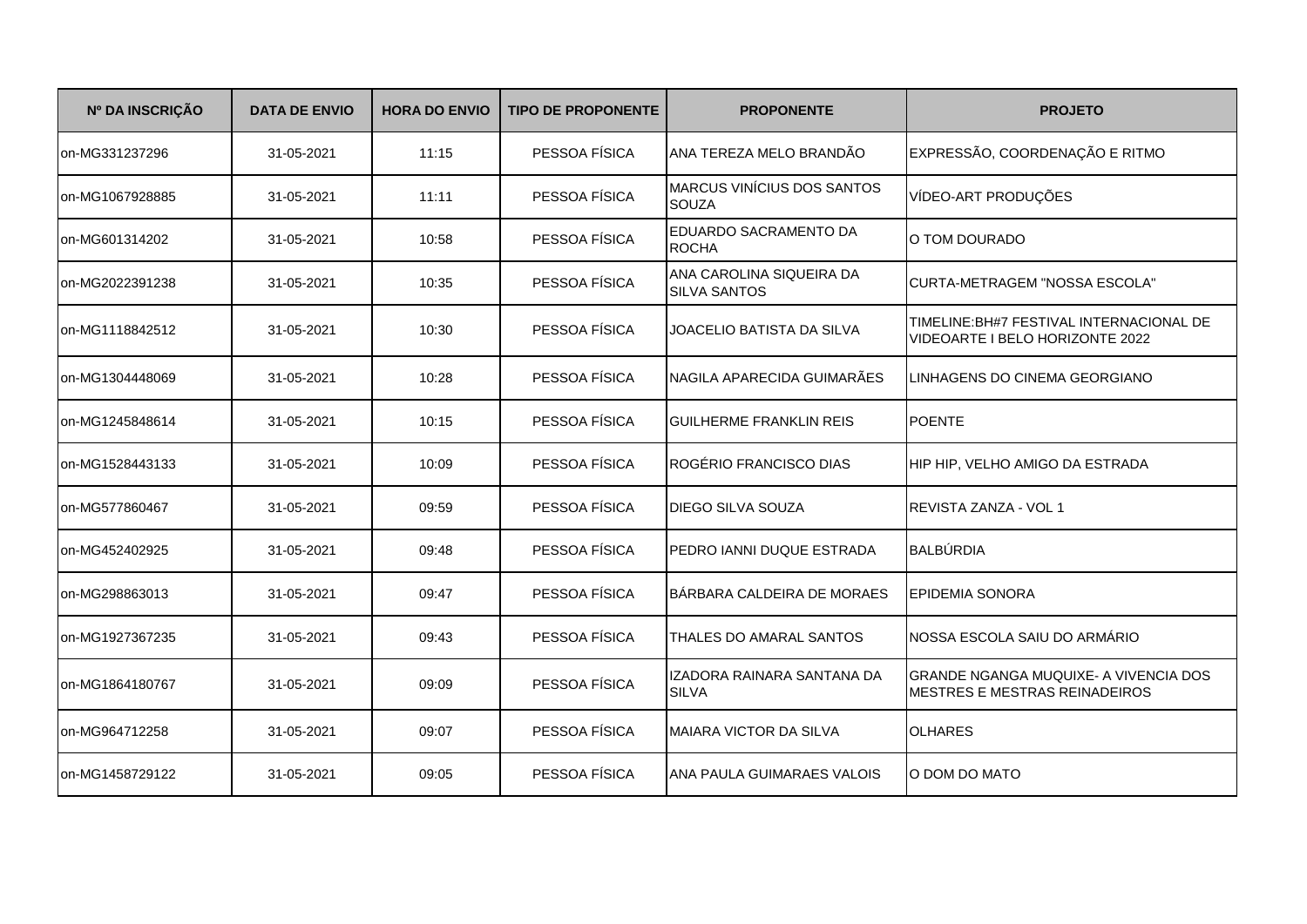| Nº DA INSCRIÇÃO | DATA DE ENVIO | HORA DO ENVIO | TIPO DE PROPONENTE | PROPONENTE | PROJETO |
|---|---|---|---|---|---|
| on-MG331237296 | 31-05-2021 | 11:15 | PESSOA FÍSICA | ANA TEREZA MELO BRANDÃO | EXPRESSÃO, COORDENAÇÃO E RITMO |
| on-MG1067928885 | 31-05-2021 | 11:11 | PESSOA FÍSICA | MARCUS VINÍCIUS DOS SANTOS SOUZA | VÍDEO-ART PRODUÇÕES |
| on-MG601314202 | 31-05-2021 | 10:58 | PESSOA FÍSICA | EDUARDO SACRAMENTO DA ROCHA | O TOM DOURADO |
| on-MG2022391238 | 31-05-2021 | 10:35 | PESSOA FÍSICA | ANA CAROLINA SIQUEIRA DA SILVA SANTOS | CURTA-METRAGEM "NOSSA ESCOLA" |
| on-MG1118842512 | 31-05-2021 | 10:30 | PESSOA FÍSICA | JOACELIO BATISTA DA SILVA | TIMELINE:BH#7 FESTIVAL INTERNACIONAL DE VIDEOARTE I BELO HORIZONTE 2022 |
| on-MG1304448069 | 31-05-2021 | 10:28 | PESSOA FÍSICA | NAGILA APARECIDA GUIMARÃES | LINHAGENS DO CINEMA GEORGIANO |
| on-MG1245848614 | 31-05-2021 | 10:15 | PESSOA FÍSICA | GUILHERME FRANKLIN REIS | POENTE |
| on-MG1528443133 | 31-05-2021 | 10:09 | PESSOA FÍSICA | ROGÉRIO FRANCISCO DIAS | HIP HIP, VELHO AMIGO DA ESTRADA |
| on-MG577860467 | 31-05-2021 | 09:59 | PESSOA FÍSICA | DIEGO SILVA SOUZA | REVISTA ZANZA - VOL 1 |
| on-MG452402925 | 31-05-2021 | 09:48 | PESSOA FÍSICA | PEDRO IANNI DUQUE ESTRADA | BALBÚRDIA |
| on-MG298863013 | 31-05-2021 | 09:47 | PESSOA FÍSICA | BÁRBARA CALDEIRA DE MORAES | EPIDEMIA SONORA |
| on-MG1927367235 | 31-05-2021 | 09:43 | PESSOA FÍSICA | THALES DO AMARAL SANTOS | NOSSA ESCOLA SAIU DO ARMÁRIO |
| on-MG1864180767 | 31-05-2021 | 09:09 | PESSOA FÍSICA | IZADORA RAINARA SANTANA DA SILVA | GRANDE NGANGA MUQUIXE- A VIVENCIA DOS MESTRES E MESTRAS REINADEIROS |
| on-MG964712258 | 31-05-2021 | 09:07 | PESSOA FÍSICA | MAIARA VICTOR DA SILVA | OLHARES |
| on-MG1458729122 | 31-05-2021 | 09:05 | PESSOA FÍSICA | ANA PAULA GUIMARAES VALOIS | O DOM DO MATO |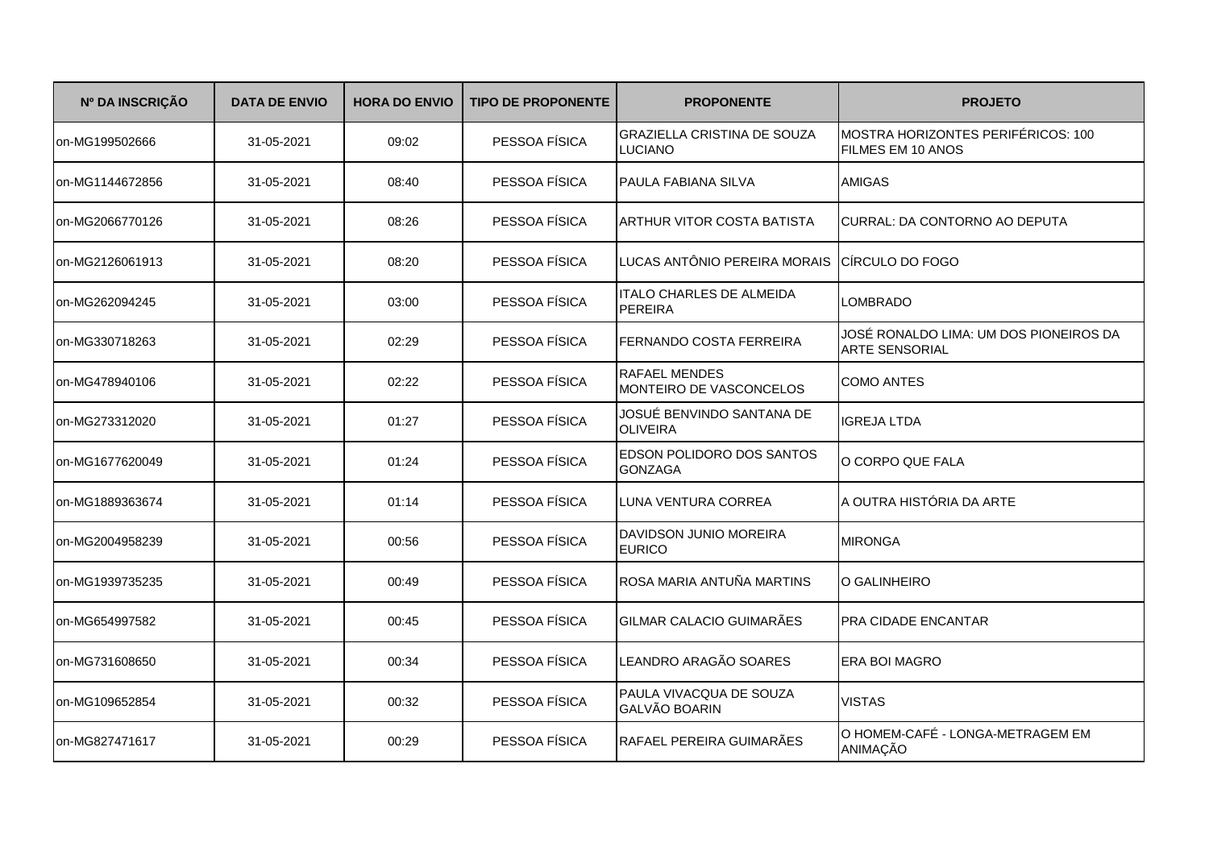| Nº DA INSCRIÇÃO | DATA DE ENVIO | HORA DO ENVIO | TIPO DE PROPONENTE | PROPONENTE | PROJETO |
|---|---|---|---|---|---|
| on-MG199502666 | 31-05-2021 | 09:02 | PESSOA FÍSICA | GRAZIELLA CRISTINA DE SOUZA LUCIANO | MOSTRA HORIZONTES PERIFÉRICOS: 100 FILMES EM 10 ANOS |
| on-MG1144672856 | 31-05-2021 | 08:40 | PESSOA FÍSICA | PAULA FABIANA SILVA | AMIGAS |
| on-MG2066770126 | 31-05-2021 | 08:26 | PESSOA FÍSICA | ARTHUR VITOR COSTA BATISTA | CURRAL: DA CONTORNO AO DEPUTA |
| on-MG2126061913 | 31-05-2021 | 08:20 | PESSOA FÍSICA | LUCAS ANTÔNIO PEREIRA MORAIS | CÍRCULO DO FOGO |
| on-MG262094245 | 31-05-2021 | 03:00 | PESSOA FÍSICA | ITALO CHARLES DE ALMEIDA PEREIRA | LOMBRADO |
| on-MG330718263 | 31-05-2021 | 02:29 | PESSOA FÍSICA | FERNANDO COSTA FERREIRA | JOSÉ RONALDO LIMA: UM DOS PIONEIROS DA ARTE SENSORIAL |
| on-MG478940106 | 31-05-2021 | 02:22 | PESSOA FÍSICA | RAFAEL MENDES MONTEIRO DE VASCONCELOS | COMO ANTES |
| on-MG273312020 | 31-05-2021 | 01:27 | PESSOA FÍSICA | JOSUÉ BENVINDO SANTANA DE OLIVEIRA | IGREJA LTDA |
| on-MG1677620049 | 31-05-2021 | 01:24 | PESSOA FÍSICA | EDSON POLIDORO DOS SANTOS GONZAGA | O CORPO QUE FALA |
| on-MG1889363674 | 31-05-2021 | 01:14 | PESSOA FÍSICA | LUNA VENTURA CORREA | A OUTRA HISTÓRIA DA ARTE |
| on-MG2004958239 | 31-05-2021 | 00:56 | PESSOA FÍSICA | DAVIDSON JUNIO MOREIRA EURICO | MIRONGA |
| on-MG1939735235 | 31-05-2021 | 00:49 | PESSOA FÍSICA | ROSA MARIA ANTUÑA MARTINS | O GALINHEIRO |
| on-MG654997582 | 31-05-2021 | 00:45 | PESSOA FÍSICA | GILMAR CALACIO GUIMARÃES | PRA CIDADE ENCANTAR |
| on-MG731608650 | 31-05-2021 | 00:34 | PESSOA FÍSICA | LEANDRO ARAGÃO SOARES | ERA BOI MAGRO |
| on-MG109652854 | 31-05-2021 | 00:32 | PESSOA FÍSICA | PAULA VIVACQUA DE SOUZA GALVÃO BOARIN | VISTAS |
| on-MG827471617 | 31-05-2021 | 00:29 | PESSOA FÍSICA | RAFAEL PEREIRA GUIMARÃES | O HOMEM-CAFÉ - LONGA-METRAGEM EM ANIMAÇÃO |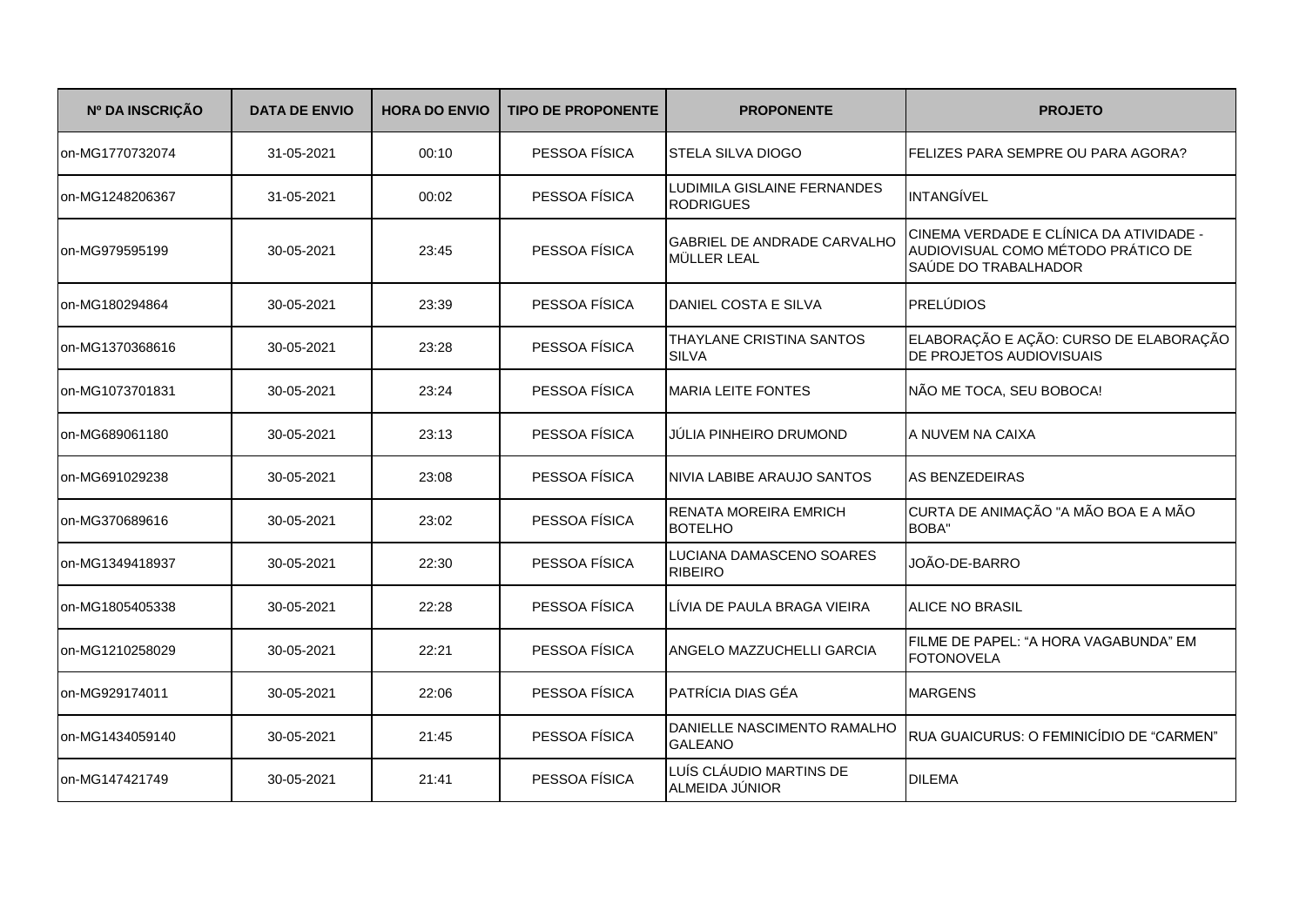| Nº DA INSCRIÇÃO | DATA DE ENVIO | HORA DO ENVIO | TIPO DE PROPONENTE | PROPONENTE | PROJETO |
|---|---|---|---|---|---|
| on-MG1770732074 | 31-05-2021 | 00:10 | PESSOA FÍSICA | STELA SILVA DIOGO | FELIZES PARA SEMPRE OU PARA AGORA? |
| on-MG1248206367 | 31-05-2021 | 00:02 | PESSOA FÍSICA | LUDIMILA GISLAINE FERNANDES RODRIGUES | INTANGÍVEL |
| on-MG979595199 | 30-05-2021 | 23:45 | PESSOA FÍSICA | GABRIEL DE ANDRADE CARVALHO MÜLLER LEAL | CINEMA VERDADE E CLÍNICA DA ATIVIDADE - AUDIOVISUAL COMO MÉTODO PRÁTICO DE SAÚDE DO TRABALHADOR |
| on-MG180294864 | 30-05-2021 | 23:39 | PESSOA FÍSICA | DANIEL COSTA E SILVA | PRELÚDIOS |
| on-MG1370368616 | 30-05-2021 | 23:28 | PESSOA FÍSICA | THAYLANE CRISTINA SANTOS SILVA | ELABORAÇÃO E AÇÃO: CURSO DE ELABORAÇÃO DE PROJETOS AUDIOVISUAIS |
| on-MG1073701831 | 30-05-2021 | 23:24 | PESSOA FÍSICA | MARIA LEITE FONTES | NÃO ME TOCA, SEU BOBOCA! |
| on-MG689061180 | 30-05-2021 | 23:13 | PESSOA FÍSICA | JÚLIA PINHEIRO DRUMOND | A NUVEM NA CAIXA |
| on-MG691029238 | 30-05-2021 | 23:08 | PESSOA FÍSICA | NIVIA LABIBE ARAUJO SANTOS | AS BENZEDEIRAS |
| on-MG370689616 | 30-05-2021 | 23:02 | PESSOA FÍSICA | RENATA MOREIRA EMRICH BOTELHO | CURTA DE ANIMAÇÃO "A MÃO BOA E A MÃO BOBA" |
| on-MG1349418937 | 30-05-2021 | 22:30 | PESSOA FÍSICA | LUCIANA DAMASCENO SOARES RIBEIRO | JOÃO-DE-BARRO |
| on-MG1805405338 | 30-05-2021 | 22:28 | PESSOA FÍSICA | LÍVIA DE PAULA BRAGA VIEIRA | ALICE NO BRASIL |
| on-MG1210258029 | 30-05-2021 | 22:21 | PESSOA FÍSICA | ANGELO MAZZUCHELLI GARCIA | FILME DE PAPEL: "A HORA VAGABUNDA" EM FOTONOVELA |
| on-MG929174011 | 30-05-2021 | 22:06 | PESSOA FÍSICA | PATRÍCIA DIAS GÉA | MARGENS |
| on-MG1434059140 | 30-05-2021 | 21:45 | PESSOA FÍSICA | DANIELLE NASCIMENTO RAMALHO GALEANO | RUA GUAICURUS: O FEMINICÍDIO DE "CARMEN" |
| on-MG147421749 | 30-05-2021 | 21:41 | PESSOA FÍSICA | LUÍS CLÁUDIO MARTINS DE ALMEIDA JÚNIOR | DILEMA |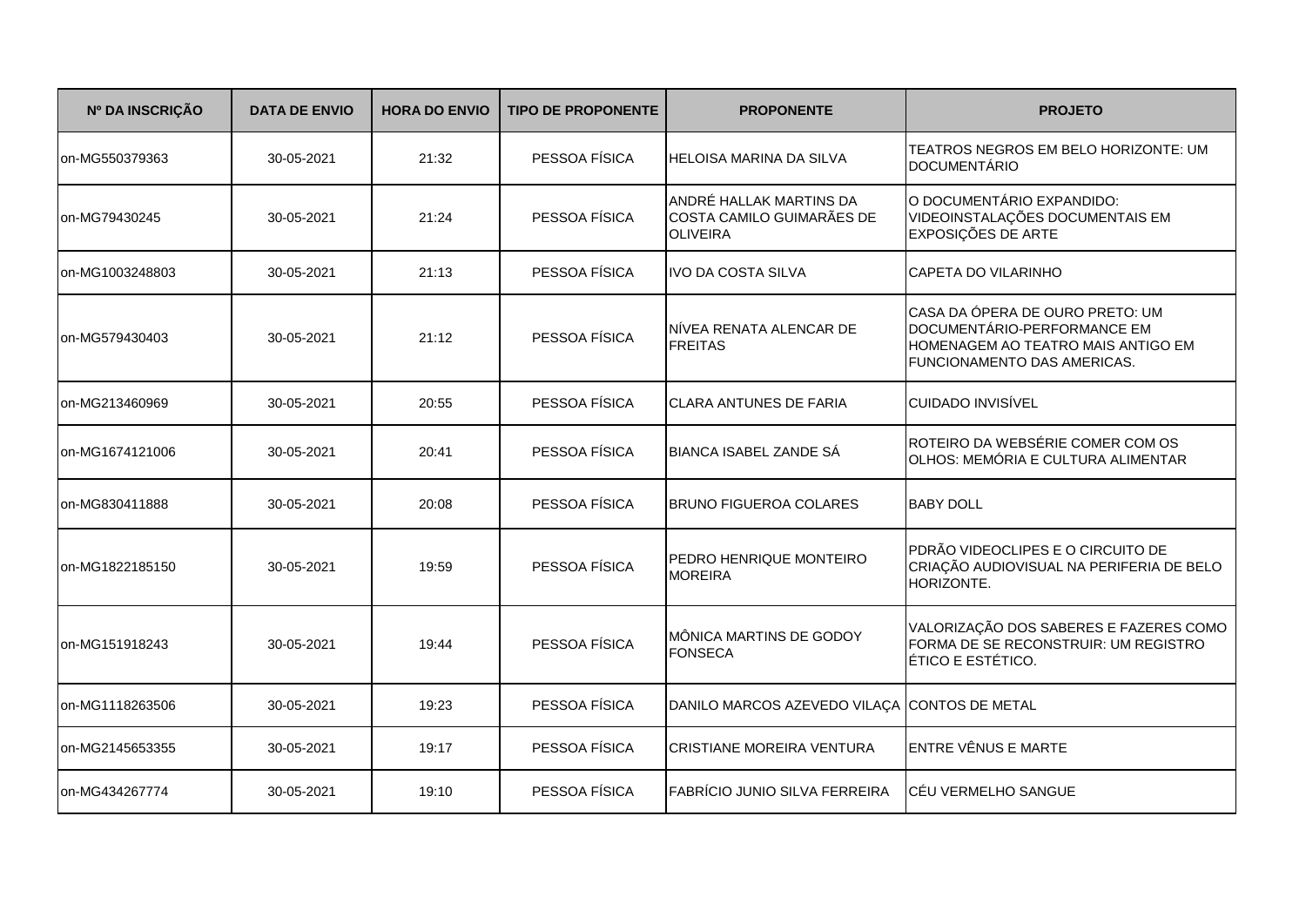| Nº DA INSCRIÇÃO | DATA DE ENVIO | HORA DO ENVIO | TIPO DE PROPONENTE | PROPONENTE | PROJETO |
|---|---|---|---|---|---|
| on-MG550379363 | 30-05-2021 | 21:32 | PESSOA FÍSICA | HELOISA MARINA DA SILVA | TEATROS NEGROS EM BELO HORIZONTE: UM DOCUMENTÁRIO |
| on-MG79430245 | 30-05-2021 | 21:24 | PESSOA FÍSICA | ANDRÉ HALLAK MARTINS DA COSTA CAMILO GUIMARÃES DE OLIVEIRA | O DOCUMENTÁRIO EXPANDIDO: VIDEOINSTALAÇÕES DOCUMENTAIS EM EXPOSIÇÕES DE ARTE |
| on-MG1003248803 | 30-05-2021 | 21:13 | PESSOA FÍSICA | IVO DA COSTA SILVA | CAPETA DO VILARINHO |
| on-MG579430403 | 30-05-2021 | 21:12 | PESSOA FÍSICA | NÍVEA RENATA ALENCAR DE FREITAS | CASA DA ÓPERA DE OURO PRETO: UM DOCUMENTÁRIO-PERFORMANCE EM HOMENAGEM AO TEATRO MAIS ANTIGO EM FUNCIONAMENTO DAS AMERICAS. |
| on-MG213460969 | 30-05-2021 | 20:55 | PESSOA FÍSICA | CLARA ANTUNES DE FARIA | CUIDADO INVISÍVEL |
| on-MG1674121006 | 30-05-2021 | 20:41 | PESSOA FÍSICA | BIANCA ISABEL ZANDE SÁ | ROTEIRO DA WEBSÉRIE COMER COM OS OLHOS: MEMÓRIA E CULTURA ALIMENTAR |
| on-MG830411888 | 30-05-2021 | 20:08 | PESSOA FÍSICA | BRUNO FIGUEROA COLARES | BABY DOLL |
| on-MG1822185150 | 30-05-2021 | 19:59 | PESSOA FÍSICA | PEDRO HENRIQUE MONTEIRO MOREIRA | PDRÃO VIDEOCLIPES E O CIRCUITO DE CRIAÇÃO AUDIOVISUAL NA PERIFERIA DE BELO HORIZONTE. |
| on-MG151918243 | 30-05-2021 | 19:44 | PESSOA FÍSICA | MÔNICA MARTINS DE GODOY FONSECA | VALORIZAÇÃO DOS SABERES E FAZERES COMO FORMA DE SE RECONSTRUIR: UM REGISTRO ÉTICO E ESTÉTICO. |
| on-MG1118263506 | 30-05-2021 | 19:23 | PESSOA FÍSICA | DANILO MARCOS AZEVEDO VILAÇA | CONTOS DE METAL |
| on-MG2145653355 | 30-05-2021 | 19:17 | PESSOA FÍSICA | CRISTIANE MOREIRA VENTURA | ENTRE VÊNUS E MARTE |
| on-MG434267774 | 30-05-2021 | 19:10 | PESSOA FÍSICA | FABRÍCIO JUNIO SILVA FERREIRA | CÉU VERMELHO SANGUE |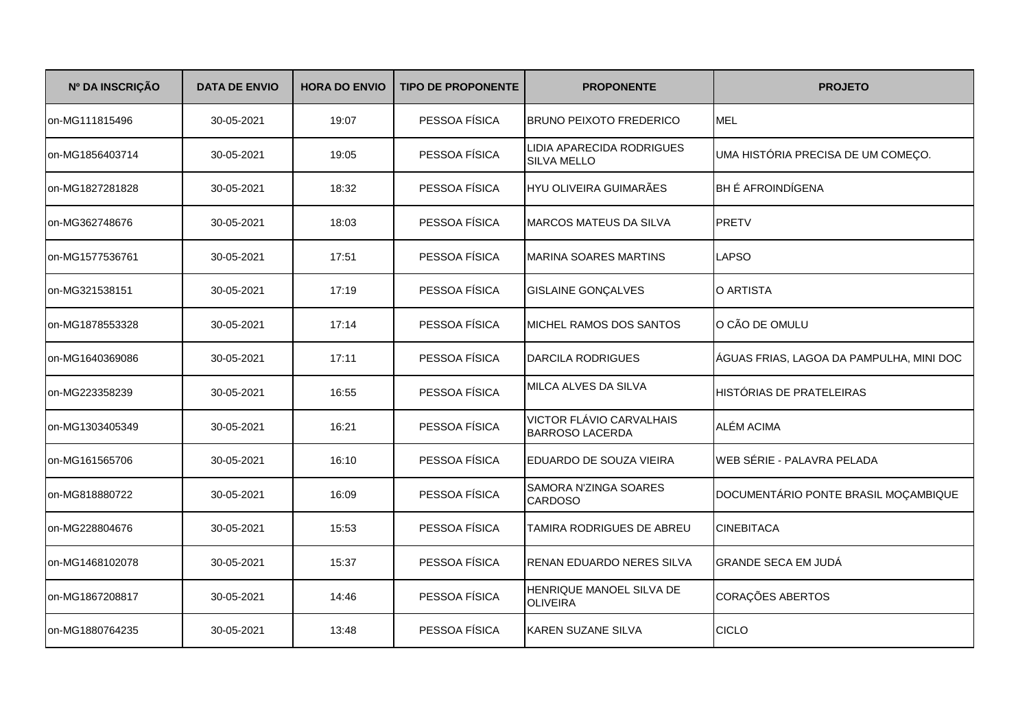| Nº DA INSCRIÇÃO | DATA DE ENVIO | HORA DO ENVIO | TIPO DE PROPONENTE | PROPONENTE | PROJETO |
|---|---|---|---|---|---|
| on-MG111815496 | 30-05-2021 | 19:07 | PESSOA FÍSICA | BRUNO PEIXOTO FREDERICO | MEL |
| on-MG1856403714 | 30-05-2021 | 19:05 | PESSOA FÍSICA | LIDIA APARECIDA RODRIGUES SILVA MELLO | UMA HISTÓRIA PRECISA DE UM COMEÇO. |
| on-MG1827281828 | 30-05-2021 | 18:32 | PESSOA FÍSICA | HYU OLIVEIRA GUIMARÃES | BH É AFROINDÍGENA |
| on-MG362748676 | 30-05-2021 | 18:03 | PESSOA FÍSICA | MARCOS MATEUS DA SILVA | PRETV |
| on-MG1577536761 | 30-05-2021 | 17:51 | PESSOA FÍSICA | MARINA SOARES MARTINS | LAPSO |
| on-MG321538151 | 30-05-2021 | 17:19 | PESSOA FÍSICA | GISLAINE GONÇALVES | O ARTISTA |
| on-MG1878553328 | 30-05-2021 | 17:14 | PESSOA FÍSICA | MICHEL RAMOS DOS SANTOS | O CÃO DE OMULU |
| on-MG1640369086 | 30-05-2021 | 17:11 | PESSOA FÍSICA | DARCILA RODRIGUES | ÁGUAS FRIAS, LAGOA DA PAMPULHA, MINI DOC |
| on-MG223358239 | 30-05-2021 | 16:55 | PESSOA FÍSICA | MILCA ALVES DA SILVA | HISTÓRIAS DE PRATELEIRAS |
| on-MG1303405349 | 30-05-2021 | 16:21 | PESSOA FÍSICA | VICTOR FLÁVIO CARVALHAIS BARROSO LACERDA | ALÉM ACIMA |
| on-MG161565706 | 30-05-2021 | 16:10 | PESSOA FÍSICA | EDUARDO DE SOUZA VIEIRA | WEB SÉRIE - PALAVRA PELADA |
| on-MG818880722 | 30-05-2021 | 16:09 | PESSOA FÍSICA | SAMORA N'ZINGA SOARES CARDOSO | DOCUMENTÁRIO PONTE BRASIL MOÇAMBIQUE |
| on-MG228804676 | 30-05-2021 | 15:53 | PESSOA FÍSICA | TAMIRA RODRIGUES DE ABREU | CINEBITACA |
| on-MG1468102078 | 30-05-2021 | 15:37 | PESSOA FÍSICA | RENAN EDUARDO NERES SILVA | GRANDE SECA EM JUDÁ |
| on-MG1867208817 | 30-05-2021 | 14:46 | PESSOA FÍSICA | HENRIQUE MANOEL SILVA DE OLIVEIRA | CORAÇÕES ABERTOS |
| on-MG1880764235 | 30-05-2021 | 13:48 | PESSOA FÍSICA | KAREN SUZANE SILVA | CICLO |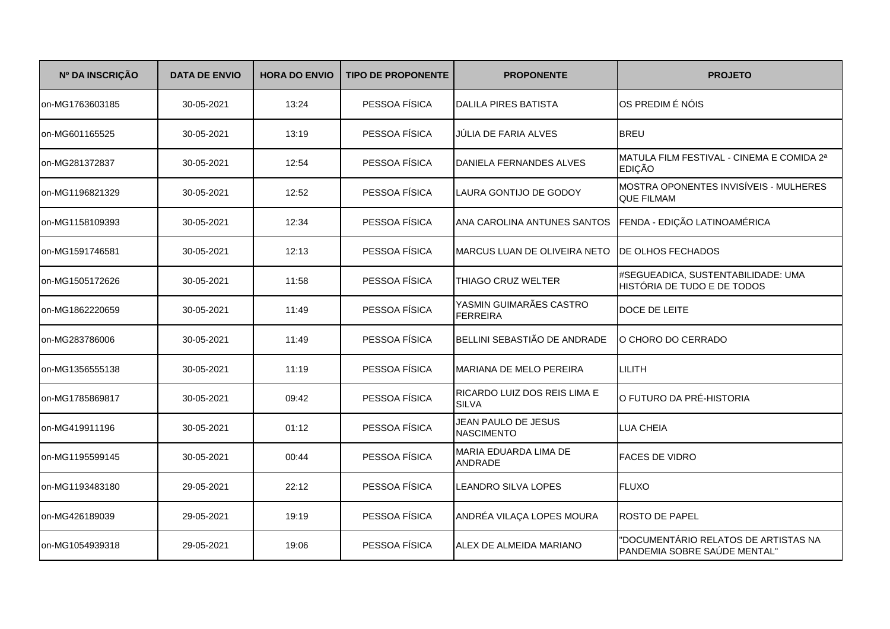| Nº DA INSCRIÇÃO | DATA DE ENVIO | HORA DO ENVIO | TIPO DE PROPONENTE | PROPONENTE | PROJETO |
|---|---|---|---|---|---|
| on-MG1763603185 | 30-05-2021 | 13:24 | PESSOA FÍSICA | DALILA PIRES BATISTA | OS PREDIM É NÓIS |
| on-MG601165525 | 30-05-2021 | 13:19 | PESSOA FÍSICA | JÚLIA DE FARIA ALVES | BREU |
| on-MG281372837 | 30-05-2021 | 12:54 | PESSOA FÍSICA | DANIELA FERNANDES ALVES | MATULA FILM FESTIVAL - CINEMA E COMIDA 2ª EDIÇÃO |
| on-MG1196821329 | 30-05-2021 | 12:52 | PESSOA FÍSICA | LAURA GONTIJO DE GODOY | MOSTRA OPONENTES INVISÍVEIS - MULHERES QUE FILMAM |
| on-MG1158109393 | 30-05-2021 | 12:34 | PESSOA FÍSICA | ANA CAROLINA ANTUNES SANTOS | FENDA - EDIÇÃO LATINOAMÉRICA |
| on-MG1591746581 | 30-05-2021 | 12:13 | PESSOA FÍSICA | MARCUS LUAN DE OLIVEIRA NETO | DE OLHOS FECHADOS |
| on-MG1505172626 | 30-05-2021 | 11:58 | PESSOA FÍSICA | THIAGO CRUZ WELTER | #SEGUEADICA, SUSTENTABILIDADE: UMA HISTÓRIA DE TUDO E DE TODOS |
| on-MG1862220659 | 30-05-2021 | 11:49 | PESSOA FÍSICA | YASMIN GUIMARÃES CASTRO FERREIRA | DOCE DE LEITE |
| on-MG283786006 | 30-05-2021 | 11:49 | PESSOA FÍSICA | BELLINI SEBASTIÃO DE ANDRADE | O CHORO DO CERRADO |
| on-MG1356555138 | 30-05-2021 | 11:19 | PESSOA FÍSICA | MARIANA DE MELO PEREIRA | LILITH |
| on-MG1785869817 | 30-05-2021 | 09:42 | PESSOA FÍSICA | RICARDO LUIZ DOS REIS LIMA E SILVA | O FUTURO DA PRÉ-HISTORIA |
| on-MG419911196 | 30-05-2021 | 01:12 | PESSOA FÍSICA | JEAN PAULO DE JESUS NASCIMENTO | LUA CHEIA |
| on-MG1195599145 | 30-05-2021 | 00:44 | PESSOA FÍSICA | MARIA EDUARDA LIMA DE ANDRADE | FACES DE VIDRO |
| on-MG1193483180 | 29-05-2021 | 22:12 | PESSOA FÍSICA | LEANDRO SILVA LOPES | FLUXO |
| on-MG426189039 | 29-05-2021 | 19:19 | PESSOA FÍSICA | ANDRÉA VILAÇA LOPES MOURA | ROSTO DE PAPEL |
| on-MG1054939318 | 29-05-2021 | 19:06 | PESSOA FÍSICA | ALEX DE ALMEIDA MARIANO | "DOCUMENTÁRIO RELATOS DE ARTISTAS NA PANDEMIA SOBRE SAÚDE MENTAL" |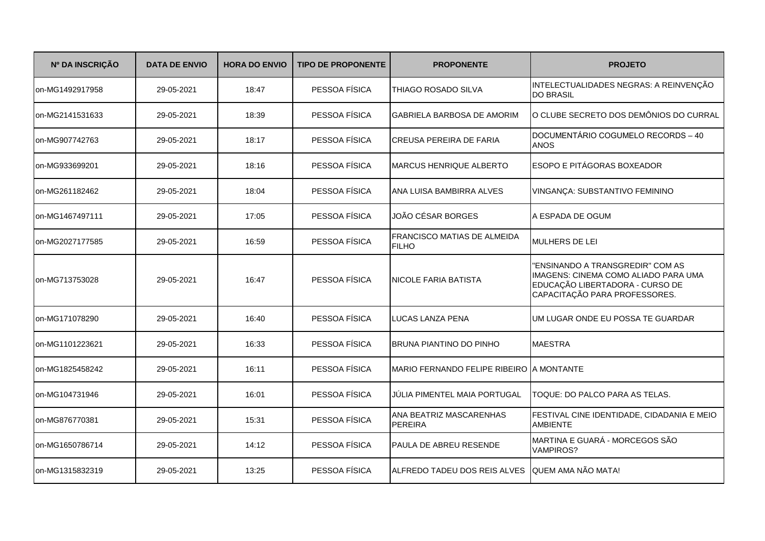| Nº DA INSCRIÇÃO | DATA DE ENVIO | HORA DO ENVIO | TIPO DE PROPONENTE | PROPONENTE | PROJETO |
|---|---|---|---|---|---|
| on-MG1492917958 | 29-05-2021 | 18:47 | PESSOA FÍSICA | THIAGO ROSADO SILVA | INTELECTUALIDADES NEGRAS: A REINVENÇÃO DO BRASIL |
| on-MG2141531633 | 29-05-2021 | 18:39 | PESSOA FÍSICA | GABRIELA BARBOSA DE AMORIM | O CLUBE SECRETO DOS DEMÔNIOS DO CURRAL |
| on-MG907742763 | 29-05-2021 | 18:17 | PESSOA FÍSICA | CREUSA PEREIRA DE FARIA | DOCUMENTÁRIO COGUMELO RECORDS – 40 ANOS |
| on-MG933699201 | 29-05-2021 | 18:16 | PESSOA FÍSICA | MARCUS HENRIQUE ALBERTO | ESOPO E PITÁGORAS BOXEADOR |
| on-MG261182462 | 29-05-2021 | 18:04 | PESSOA FÍSICA | ANA LUISA BAMBIRRA ALVES | VINGANÇA: SUBSTANTIVO FEMININO |
| on-MG1467497111 | 29-05-2021 | 17:05 | PESSOA FÍSICA | JOÃO CÉSAR BORGES | A ESPADA DE OGUM |
| on-MG2027177585 | 29-05-2021 | 16:59 | PESSOA FÍSICA | FRANCISCO MATIAS DE ALMEIDA FILHO | MULHERS DE LEI |
| on-MG713753028 | 29-05-2021 | 16:47 | PESSOA FÍSICA | NICOLE FARIA BATISTA | "ENSINANDO A TRANSGREDIR" COM AS IMAGENS: CINEMA COMO ALIADO PARA UMA EDUCAÇÃO LIBERTADORA - CURSO DE CAPACITAÇÃO PARA PROFESSORES. |
| on-MG171078290 | 29-05-2021 | 16:40 | PESSOA FÍSICA | LUCAS LANZA PENA | UM LUGAR ONDE EU POSSA TE GUARDAR |
| on-MG1101223621 | 29-05-2021 | 16:33 | PESSOA FÍSICA | BRUNA PIANTINO DO PINHO | MAESTRA |
| on-MG1825458242 | 29-05-2021 | 16:11 | PESSOA FÍSICA | MARIO FERNANDO FELIPE RIBEIRO | A MONTANTE |
| on-MG104731946 | 29-05-2021 | 16:01 | PESSOA FÍSICA | JÚLIA PIMENTEL MAIA PORTUGAL | TOQUE: DO PALCO PARA AS TELAS. |
| on-MG876770381 | 29-05-2021 | 15:31 | PESSOA FÍSICA | ANA BEATRIZ MASCARENHAS PEREIRA | FESTIVAL CINE IDENTIDADE, CIDADANIA E MEIO AMBIENTE |
| on-MG1650786714 | 29-05-2021 | 14:12 | PESSOA FÍSICA | PAULA DE ABREU RESENDE | MARTINA E GUARÁ - MORCEGOS SÃO VAMPIROS? |
| on-MG1315832319 | 29-05-2021 | 13:25 | PESSOA FÍSICA | ALFREDO TADEU DOS REIS ALVES | QUEM AMA NÃO MATA! |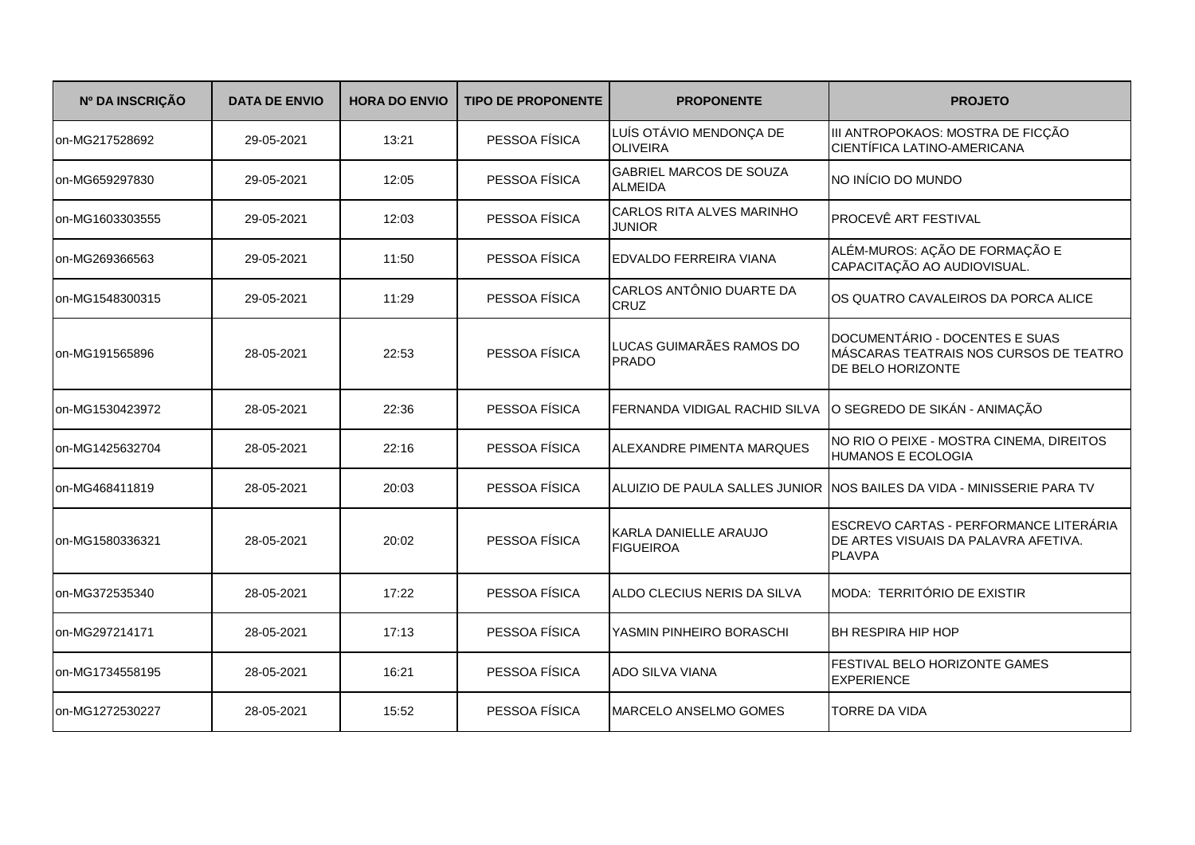| Nº DA INSCRIÇÃO | DATA DE ENVIO | HORA DO ENVIO | TIPO DE PROPONENTE | PROPONENTE | PROJETO |
|---|---|---|---|---|---|
| on-MG217528692 | 29-05-2021 | 13:21 | PESSOA FÍSICA | LUÍS OTÁVIO MENDONÇA DE OLIVEIRA | III ANTROPOKAOS: MOSTRA DE FICÇÃO CIENTÍFICA LATINO-AMERICANA |
| on-MG659297830 | 29-05-2021 | 12:05 | PESSOA FÍSICA | GABRIEL MARCOS DE SOUZA ALMEIDA | NO INÍCIO DO MUNDO |
| on-MG1603303555 | 29-05-2021 | 12:03 | PESSOA FÍSICA | CARLOS RITA ALVES MARINHO JUNIOR | PROCEVÊ ART FESTIVAL |
| on-MG269366563 | 29-05-2021 | 11:50 | PESSOA FÍSICA | EDVALDO FERREIRA VIANA | ALÉM-MUROS: AÇÃO DE FORMAÇÃO E CAPACITAÇÃO AO AUDIOVISUAL. |
| on-MG1548300315 | 29-05-2021 | 11:29 | PESSOA FÍSICA | CARLOS ANTÔNIO DUARTE DA CRUZ | OS QUATRO CAVALEIROS DA PORCA ALICE |
| on-MG191565896 | 28-05-2021 | 22:53 | PESSOA FÍSICA | LUCAS GUIMARÃES RAMOS DO PRADO | DOCUMENTÁRIO - DOCENTES E SUAS MÁSCARAS TEATRAIS NOS CURSOS DE TEATRO DE BELO HORIZONTE |
| on-MG1530423972 | 28-05-2021 | 22:36 | PESSOA FÍSICA | FERNANDA VIDIGAL RACHID SILVA | O SEGREDO DE SIKÁN - ANIMAÇÃO |
| on-MG1425632704 | 28-05-2021 | 22:16 | PESSOA FÍSICA | ALEXANDRE PIMENTA MARQUES | NO RIO O PEIXE - MOSTRA CINEMA, DIREITOS HUMANOS E ECOLOGIA |
| on-MG468411819 | 28-05-2021 | 20:03 | PESSOA FÍSICA | ALUIZIO DE PAULA SALLES JUNIOR | NOS BAILES DA VIDA - MINISSERIE PARA TV |
| on-MG1580336321 | 28-05-2021 | 20:02 | PESSOA FÍSICA | KARLA DANIELLE ARAUJO FIGUEIROA | ESCREVO CARTAS - PERFORMANCE LITERÁRIA DE ARTES VISUAIS DA PALAVRA AFETIVA. PLAVPA |
| on-MG372535340 | 28-05-2021 | 17:22 | PESSOA FÍSICA | ALDO CLECIUS NERIS DA SILVA | MODA: TERRITÓRIO DE EXISTIR |
| on-MG297214171 | 28-05-2021 | 17:13 | PESSOA FÍSICA | YASMIN PINHEIRO BORASCHI | BH RESPIRA HIP HOP |
| on-MG1734558195 | 28-05-2021 | 16:21 | PESSOA FÍSICA | ADO SILVA VIANA | FESTIVAL BELO HORIZONTE GAMES EXPERIENCE |
| on-MG1272530227 | 28-05-2021 | 15:52 | PESSOA FÍSICA | MARCELO ANSELMO GOMES | TORRE DA VIDA |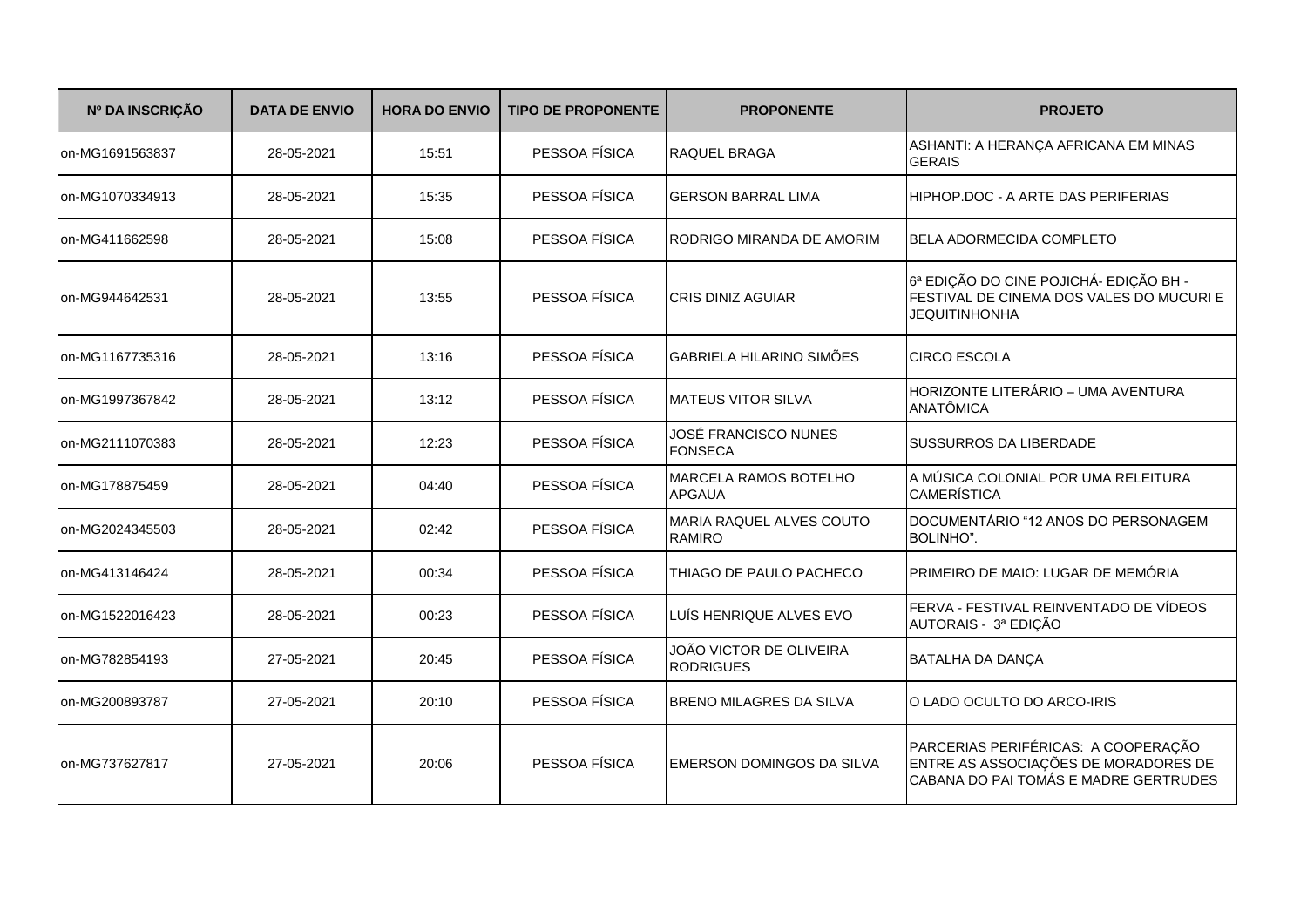| Nº DA INSCRIÇÃO | DATA DE ENVIO | HORA DO ENVIO | TIPO DE PROPONENTE | PROPONENTE | PROJETO |
|---|---|---|---|---|---|
| on-MG1691563837 | 28-05-2021 | 15:51 | PESSOA FÍSICA | RAQUEL BRAGA | ASHANTI: A HERANÇA AFRICANA EM MINAS GERAIS |
| on-MG1070334913 | 28-05-2021 | 15:35 | PESSOA FÍSICA | GERSON BARRAL LIMA | HIPHOP.DOC - A ARTE DAS PERIFERIAS |
| on-MG411662598 | 28-05-2021 | 15:08 | PESSOA FÍSICA | RODRIGO MIRANDA DE AMORIM | BELA ADORMECIDA COMPLETO |
| on-MG944642531 | 28-05-2021 | 13:55 | PESSOA FÍSICA | CRIS DINIZ AGUIAR | 6ª EDIÇÃO DO CINE POJICHÁ- EDIÇÃO BH - FESTIVAL DE CINEMA DOS VALES DO MUCURI E JEQUITINHONHA |
| on-MG1167735316 | 28-05-2021 | 13:16 | PESSOA FÍSICA | GABRIELA HILARINO SIMÕES | CIRCO ESCOLA |
| on-MG1997367842 | 28-05-2021 | 13:12 | PESSOA FÍSICA | MATEUS VITOR SILVA | HORIZONTE LITERÁRIO – UMA AVENTURA ANATÔMICA |
| on-MG2111070383 | 28-05-2021 | 12:23 | PESSOA FÍSICA | JOSÉ FRANCISCO NUNES FONSECA | SUSSURROS DA LIBERDADE |
| on-MG178875459 | 28-05-2021 | 04:40 | PESSOA FÍSICA | MARCELA RAMOS BOTELHO APGAUA | A MÚSICA COLONIAL POR UMA RELEITURA CAMERÍSTICA |
| on-MG2024345503 | 28-05-2021 | 02:42 | PESSOA FÍSICA | MARIA RAQUEL ALVES COUTO RAMIRO | DOCUMENTÁRIO “12 ANOS DO PERSONAGEM BOLINHO”. |
| on-MG413146424 | 28-05-2021 | 00:34 | PESSOA FÍSICA | THIAGO DE PAULO PACHECO | PRIMEIRO DE MAIO: LUGAR DE MEMÓRIA |
| on-MG1522016423 | 28-05-2021 | 00:23 | PESSOA FÍSICA | LUÍS HENRIQUE ALVES EVO | FERVA - FESTIVAL REINVENTADO DE VÍDEOS AUTORAIS - 3ª EDIÇÃO |
| on-MG782854193 | 27-05-2021 | 20:45 | PESSOA FÍSICA | JOÃO VICTOR DE OLIVEIRA RODRIGUES | BATALHA DA DANÇA |
| on-MG200893787 | 27-05-2021 | 20:10 | PESSOA FÍSICA | BRENO MILAGRES DA SILVA | O LADO OCULTO DO ARCO-IRIS |
| on-MG737627817 | 27-05-2021 | 20:06 | PESSOA FÍSICA | EMERSON DOMINGOS DA SILVA | PARCERIAS PERIFÉRICAS: A COOPERAÇÃO ENTRE AS ASSOCIAÇÕES DE MORADORES DE CABANA DO PAI TOMÁS E MADRE GERTRUDES |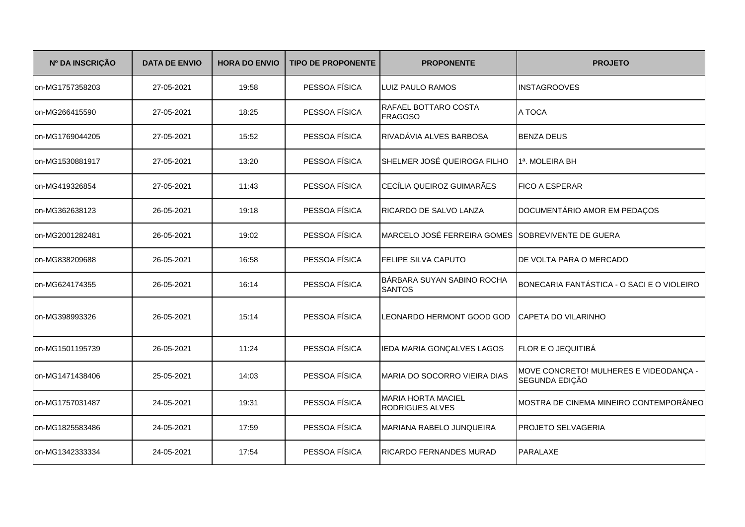| Nº DA INSCRIÇÃO | DATA DE ENVIO | HORA DO ENVIO | TIPO DE PROPONENTE | PROPONENTE | PROJETO |
|---|---|---|---|---|---|
| on-MG1757358203 | 27-05-2021 | 19:58 | PESSOA FÍSICA | LUIZ PAULO RAMOS | INSTAGROOVES |
| on-MG266415590 | 27-05-2021 | 18:25 | PESSOA FÍSICA | RAFAEL BOTTARO COSTA FRAGOSO | A TOCA |
| on-MG1769044205 | 27-05-2021 | 15:52 | PESSOA FÍSICA | RIVADÁVIA ALVES BARBOSA | BENZA DEUS |
| on-MG1530881917 | 27-05-2021 | 13:20 | PESSOA FÍSICA | SHELMER JOSÉ QUEIROGA FILHO | 1ª. MOLEIRA BH |
| on-MG419326854 | 27-05-2021 | 11:43 | PESSOA FÍSICA | CECÍLIA QUEIROZ GUIMARÃES | FICO A ESPERAR |
| on-MG362638123 | 26-05-2021 | 19:18 | PESSOA FÍSICA | RICARDO DE SALVO LANZA | DOCUMENTÁRIO AMOR EM PEDAÇOS |
| on-MG2001282481 | 26-05-2021 | 19:02 | PESSOA FÍSICA | MARCELO JOSÉ FERREIRA GOMES | SOBREVIVENTE DE GUERA |
| on-MG838209688 | 26-05-2021 | 16:58 | PESSOA FÍSICA | FELIPE SILVA CAPUTO | DE VOLTA PARA O MERCADO |
| on-MG624174355 | 26-05-2021 | 16:14 | PESSOA FÍSICA | BÁRBARA SUYAN SABINO ROCHA SANTOS | BONECARIA FANTÁSTICA - O SACI E O VIOLEIRO |
| on-MG398993326 | 26-05-2021 | 15:14 | PESSOA FÍSICA | LEONARDO HERMONT GOOD GOD | CAPETA DO VILARINHO |
| on-MG1501195739 | 26-05-2021 | 11:24 | PESSOA FÍSICA | IEDA MARIA GONÇALVES LAGOS | FLOR E O JEQUITIBÁ |
| on-MG1471438406 | 25-05-2021 | 14:03 | PESSOA FÍSICA | MARIA DO SOCORRO VIEIRA DIAS | MOVE CONCRETO! MULHERES E VIDEODANÇA - SEGUNDA EDIÇÃO |
| on-MG1757031487 | 24-05-2021 | 19:31 | PESSOA FÍSICA | MARIA HORTA MACIEL RODRIGUES ALVES | MOSTRA DE CINEMA MINEIRO CONTEMPORÂNEO |
| on-MG1825583486 | 24-05-2021 | 17:59 | PESSOA FÍSICA | MARIANA RABELO JUNQUEIRA | PROJETO SELVAGERIA |
| on-MG1342333334 | 24-05-2021 | 17:54 | PESSOA FÍSICA | RICARDO FERNANDES MURAD | PARALAXE |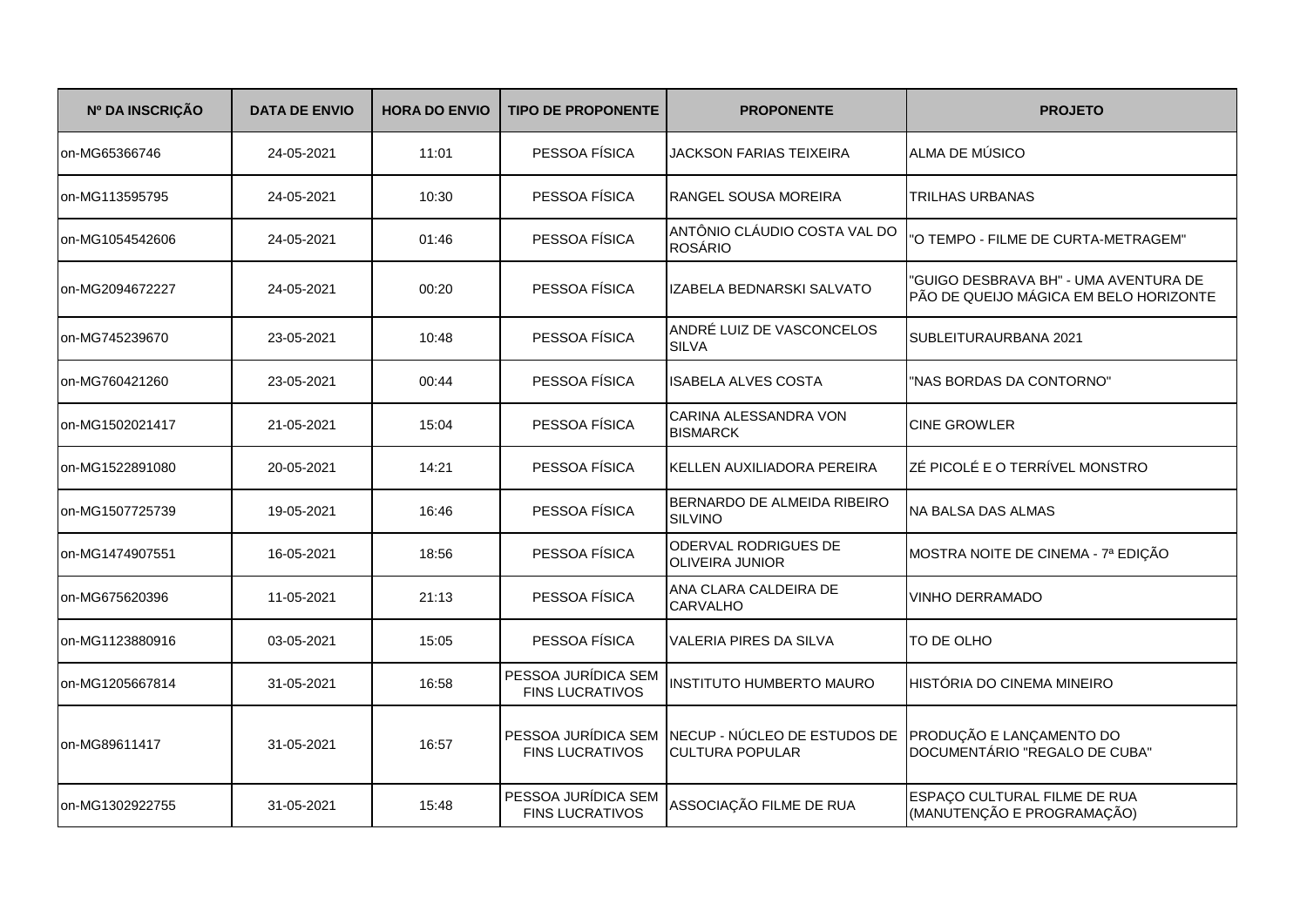| Nº DA INSCRIÇÃO | DATA DE ENVIO | HORA DO ENVIO | TIPO DE PROPONENTE | PROPONENTE | PROJETO |
|---|---|---|---|---|---|
| on-MG65366746 | 24-05-2021 | 11:01 | PESSOA FÍSICA | JACKSON FARIAS TEIXEIRA | ALMA DE MÚSICO |
| on-MG113595795 | 24-05-2021 | 10:30 | PESSOA FÍSICA | RANGEL SOUSA MOREIRA | TRILHAS URBANAS |
| on-MG1054542606 | 24-05-2021 | 01:46 | PESSOA FÍSICA | ANTÔNIO CLÁUDIO COSTA VAL DO ROSÁRIO | "O TEMPO - FILME DE CURTA-METRAGEM" |
| on-MG2094672227 | 24-05-2021 | 00:20 | PESSOA FÍSICA | IZABELA BEDNARSKI SALVATO | "GUIGO DESBRAVA BH" - UMA AVENTURA DE PÃO DE QUEIJO MÁGICA EM BELO HORIZONTE |
| on-MG745239670 | 23-05-2021 | 10:48 | PESSOA FÍSICA | ANDRÉ LUIZ DE VASCONCELOS SILVA | SUBLEITURAURBANA 2021 |
| on-MG760421260 | 23-05-2021 | 00:44 | PESSOA FÍSICA | ISABELA ALVES COSTA | "NAS BORDAS DA CONTORNO" |
| on-MG1502021417 | 21-05-2021 | 15:04 | PESSOA FÍSICA | CARINA ALESSANDRA VON BISMARCK | CINE GROWLER |
| on-MG1522891080 | 20-05-2021 | 14:21 | PESSOA FÍSICA | KELLEN AUXILIADORA PEREIRA | ZÉ PICOLÉ E O TERRÍVEL MONSTRO |
| on-MG1507725739 | 19-05-2021 | 16:46 | PESSOA FÍSICA | BERNARDO DE ALMEIDA RIBEIRO SILVINO | NA BALSA DAS ALMAS |
| on-MG1474907551 | 16-05-2021 | 18:56 | PESSOA FÍSICA | ODERVAL RODRIGUES DE OLIVEIRA JUNIOR | MOSTRA NOITE DE CINEMA - 7ª EDIÇÃO |
| on-MG675620396 | 11-05-2021 | 21:13 | PESSOA FÍSICA | ANA CLARA CALDEIRA DE CARVALHO | VINHO DERRAMADO |
| on-MG1123880916 | 03-05-2021 | 15:05 | PESSOA FÍSICA | VALERIA PIRES DA SILVA | TO DE OLHO |
| on-MG1205667814 | 31-05-2021 | 16:58 | PESSOA JURÍDICA SEM FINS LUCRATIVOS | INSTITUTO HUMBERTO MAURO | HISTÓRIA DO CINEMA MINEIRO |
| on-MG89611417 | 31-05-2021 | 16:57 | PESSOA JURÍDICA SEM FINS LUCRATIVOS | NECUP - NÚCLEO DE ESTUDOS DE CULTURA POPULAR | PRODUÇÃO E LANÇAMENTO DO DOCUMENTÁRIO "REGALO DE CUBA" |
| on-MG1302922755 | 31-05-2021 | 15:48 | PESSOA JURÍDICA SEM FINS LUCRATIVOS | ASSOCIAÇÃO FILME DE RUA | ESPAÇO CULTURAL FILME DE RUA (MANUTENÇÃO E PROGRAMAÇÃO) |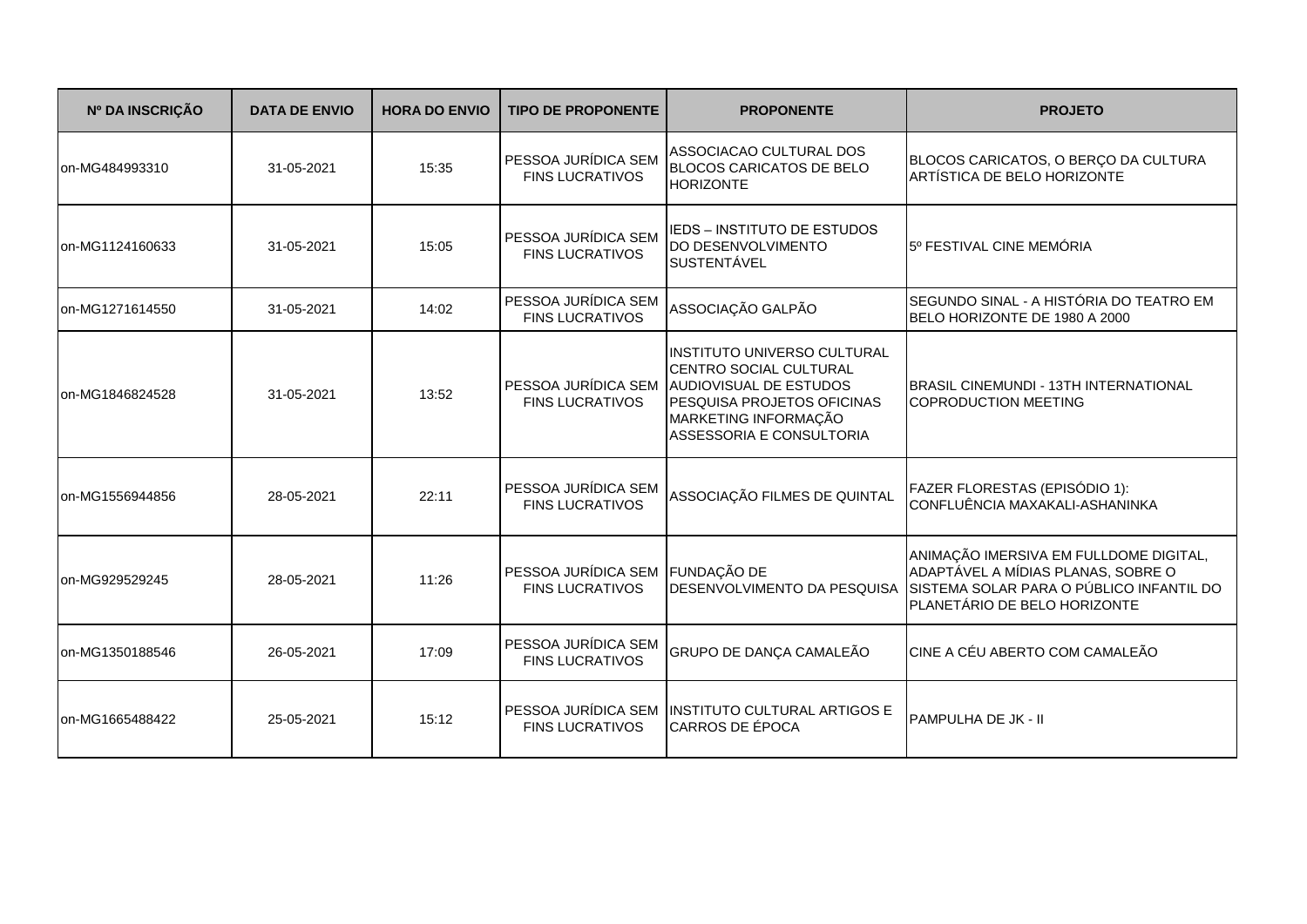| Nº DA INSCRIÇÃO | DATA DE ENVIO | HORA DO ENVIO | TIPO DE PROPONENTE | PROPONENTE | PROJETO |
|---|---|---|---|---|---|
| on-MG484993310 | 31-05-2021 | 15:35 | PESSOA JURÍDICA SEM FINS LUCRATIVOS | ASSOCIACAO CULTURAL DOS BLOCOS CARICATOS DE BELO HORIZONTE | BLOCOS CARICATOS, O BERÇO DA CULTURA ARTÍSTICA DE BELO HORIZONTE |
| on-MG1124160633 | 31-05-2021 | 15:05 | PESSOA JURÍDICA SEM FINS LUCRATIVOS | IEDS – INSTITUTO DE ESTUDOS DO DESENVOLVIMENTO SUSTENTÁVEL | 5º FESTIVAL CINE MEMÓRIA |
| on-MG1271614550 | 31-05-2021 | 14:02 | PESSOA JURÍDICA SEM FINS LUCRATIVOS | ASSOCIAÇÃO GALPÃO | SEGUNDO SINAL - A HISTÓRIA DO TEATRO EM BELO HORIZONTE DE 1980 A 2000 |
| on-MG1846824528 | 31-05-2021 | 13:52 | PESSOA JURÍDICA SEM FINS LUCRATIVOS | INSTITUTO UNIVERSO CULTURAL CENTRO SOCIAL CULTURAL AUDIOVISUAL DE ESTUDOS PESQUISA PROJETOS OFICINAS MARKETING INFORMAÇÃO ASSESSORIA E CONSULTORIA | BRASIL CINEMUNDI - 13TH INTERNATIONAL COPRODUCTION MEETING |
| on-MG1556944856 | 28-05-2021 | 22:11 | PESSOA JURÍDICA SEM FINS LUCRATIVOS | ASSOCIAÇÃO FILMES DE QUINTAL | FAZER FLORESTAS (EPISÓDIO 1): CONFLUÊNCIA MAXAKALI-ASHANINKA |
| on-MG929529245 | 28-05-2021 | 11:26 | PESSOA JURÍDICA SEM FINS LUCRATIVOS | FUNDAÇÃO DE DESENVOLVIMENTO DA PESQUISA | ANIMAÇÃO IMERSIVA EM FULLDOME DIGITAL, ADAPTÁVEL A MÍDIAS PLANAS, SOBRE O SISTEMA SOLAR PARA O PÚBLICO INFANTIL DO PLANETÁRIO DE BELO HORIZONTE |
| on-MG1350188546 | 26-05-2021 | 17:09 | PESSOA JURÍDICA SEM FINS LUCRATIVOS | GRUPO DE DANÇA CAMALEÃO | CINE A CÉU ABERTO COM CAMALEÃO |
| on-MG1665488422 | 25-05-2021 | 15:12 | PESSOA JURÍDICA SEM FINS LUCRATIVOS | INSTITUTO CULTURAL ARTIGOS E CARROS DE ÉPOCA | PAMPULHA DE JK - II |